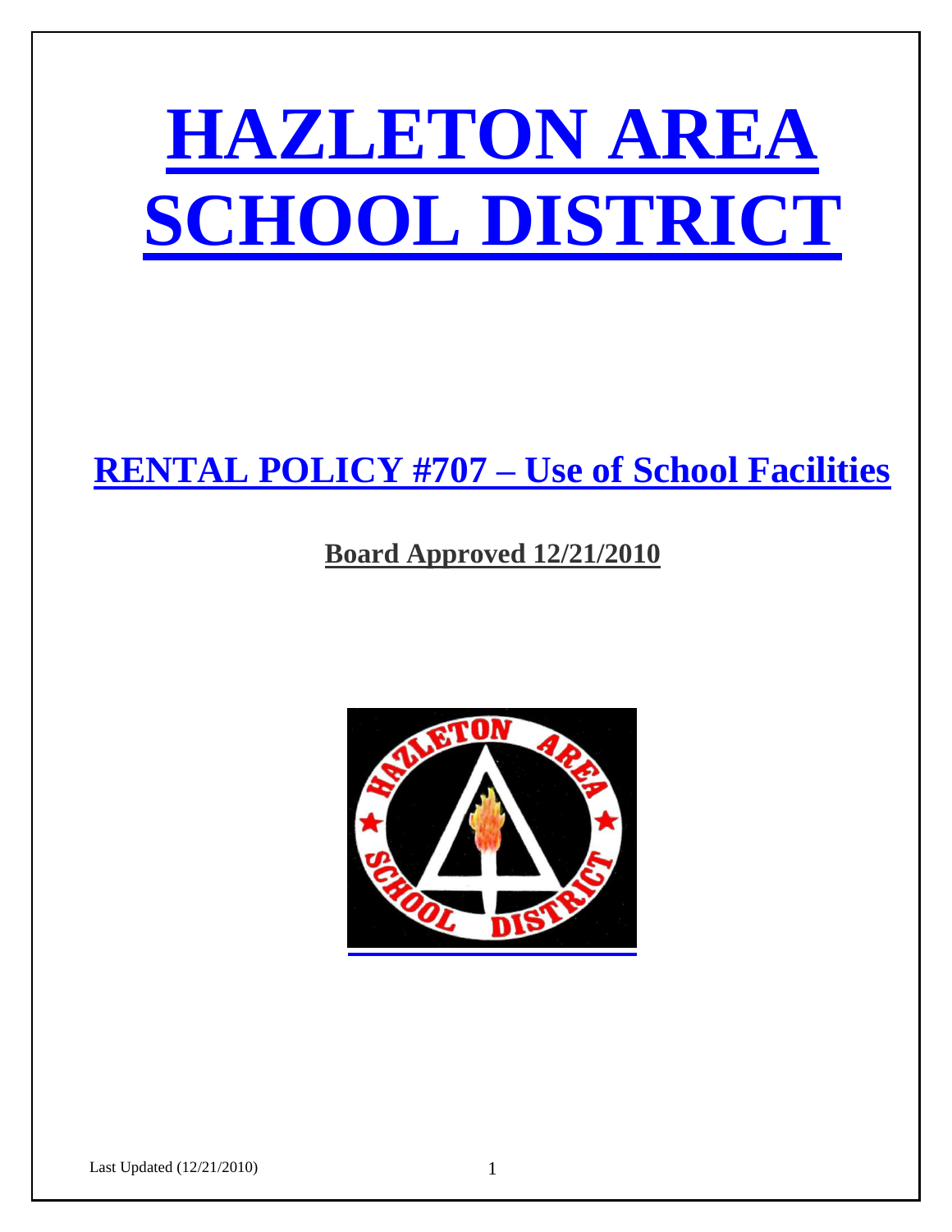# HAZLETON AREA SCHOOL DISTRICT

## RENTAL POLICY #707 – Use of School Facilities

**Board Approved 12/21/2010**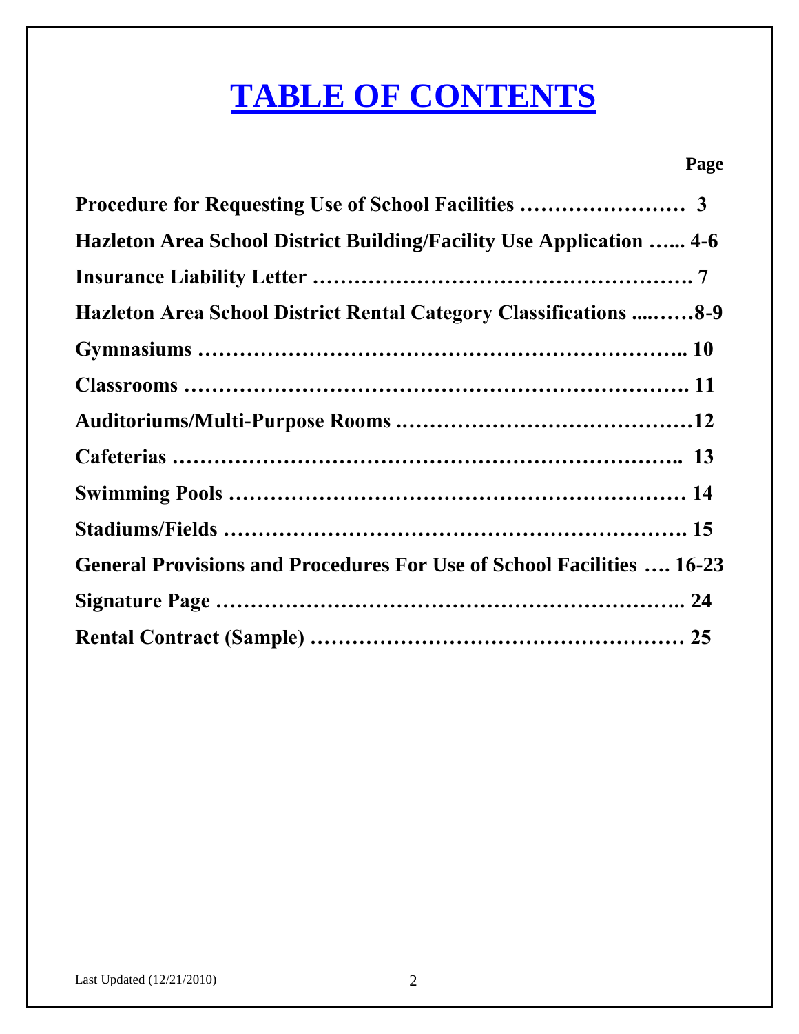# TABLE OF CONTENTS

**Page**

**Procedure for Requesting Use of School Facilities …………………… 3**

**Hazleton Area School District Building/Facility Use Application …... 4-6**

**Insurance Liability Letter ………………………………………………. 7**

**Hazleton Area School District Rental Category Classifications ....……8-9**

**Gymnasiums …………………………………………………………….. 10**

**Classrooms ……………………………………………………………… 11**

**Auditoriums/Multi-Purpose Rooms ……………………………………12**

**Cafeterias ……………………………………………………………….. 13**

**Swimming Pools ………………………………………………………… 14**

**Stadiums/Fields …………………………………………………………. 15**

**General Provisions and Procedures For Use of School Facilities …. 16-23**

**Signature Page ………………………………………………………….. 24**

**Rental Contract (Sample) ……………………………………………… 25**

Last Updated (12/21/2010)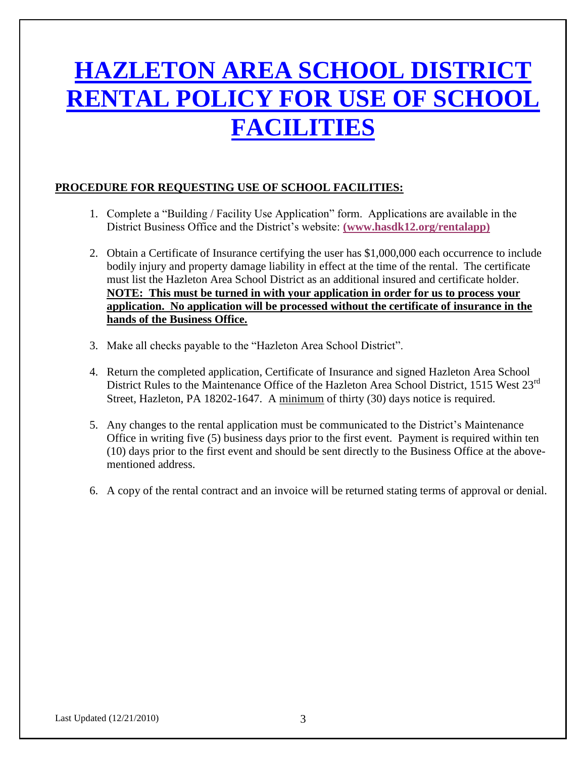# HAZLETON AREA SCHOOL DISTRICT RENTAL POLICY FOR USE OF SCHOOL FACILITIES

**PROCEDURE FOR REQUESTING USE OF SCHOOL FACILITIES:**

1. Complete a "Building / Facility Use Application" form. Applications are available in the District Business Office and the District's website: **(www.hasdk12.org/rentalapp)**

2. Obtain a Certificate of Insurance certifying the user has $1,000,000 each occurrence to include bodily injury and property damage liability in effect at the time of the rental. The certificate must list the Hazleton Area School District as an additional insured and certificate holder. **NOTE: This must be turned in with your application in order for us to process your application. No application will be processed without the certificate of insurance in the hands of the Business Office.**

3. Make all checks payable to the "Hazleton Area School District".

4. Return the completed application, Certificate of Insurance and signed Hazleton Area School District Rules to the Maintenance Office of the Hazleton Area School District, 1515 West 23rd Street, Hazleton, PA 18202-1647. A minimum of thirty (30) days notice is required.

5. Any changes to the rental application must be communicated to the District's Maintenance Office in writing five (5) business days prior to the first event. Payment is required within ten (10) days prior to the first event and should be sent directly to the Business Office at the above-mentioned address.

6. A copy of the rental contract and an invoice will be returned stating terms of approval or denial.

Last Updated (12/21/2010)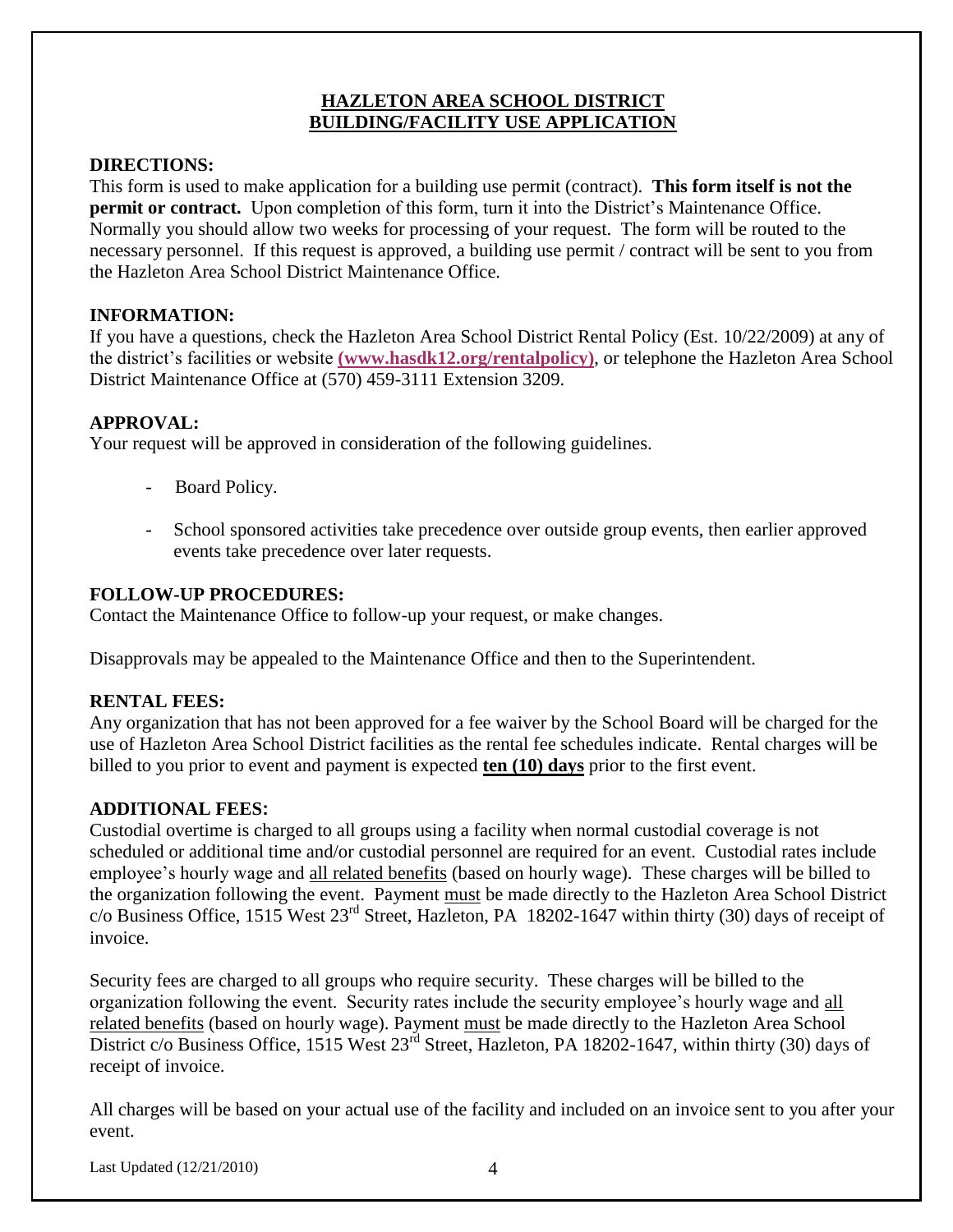# HAZLETON AREA SCHOOL DISTRICT
# BUILDING/FACILITY USE APPLICATION

**DIRECTIONS:**

This form is used to make application for a building use permit (contract). **This form itself is not the permit or contract.** Upon completion of this form, turn it into the District's Maintenance Office. Normally you should allow two weeks for processing of your request. The form will be routed to the necessary personnel. If this request is approved, a building use permit / contract will be sent to you from the Hazleton Area School District Maintenance Office.

**INFORMATION:**

If you have a questions, check the Hazleton Area School District Rental Policy (Est. 10/22/2009) at any of the district's facilities or website **(www.hasdk12.org/rentalpolicy)**, or telephone the Hazleton Area School District Maintenance Office at (570) 459-3111 Extension 3209.

**APPROVAL:**

Your request will be approved in consideration of the following guidelines.

- Board Policy.
- School sponsored activities take precedence over outside group events, then earlier approved events take precedence over later requests.

**FOLLOW-UP PROCEDURES:**

Contact the Maintenance Office to follow-up your request, or make changes.

Disapprovals may be appealed to the Maintenance Office and then to the Superintendent.

**RENTAL FEES:**

Any organization that has not been approved for a fee waiver by the School Board will be charged for the use of Hazleton Area School District facilities as the rental fee schedules indicate. Rental charges will be billed to you prior to event and payment is expected **ten (10) days** prior to the first event.

**ADDITIONAL FEES:**

Custodial overtime is charged to all groups using a facility when normal custodial coverage is not scheduled or additional time and/or custodial personnel are required for an event. Custodial rates include employee's hourly wage and all related benefits (based on hourly wage). These charges will be billed to the organization following the event. Payment must be made directly to the Hazleton Area School District c/o Business Office, 1515 West 23rd Street, Hazleton, PA 18202-1647 within thirty (30) days of receipt of invoice.

Security fees are charged to all groups who require security. These charges will be billed to the organization following the event. Security rates include the security employee's hourly wage and all related benefits (based on hourly wage). Payment must be made directly to the Hazleton Area School District c/o Business Office, 1515 West 23rd Street, Hazleton, PA 18202-1647, within thirty (30) days of receipt of invoice.

All charges will be based on your actual use of the facility and included on an invoice sent to you after your event.

Last Updated (12/21/2010)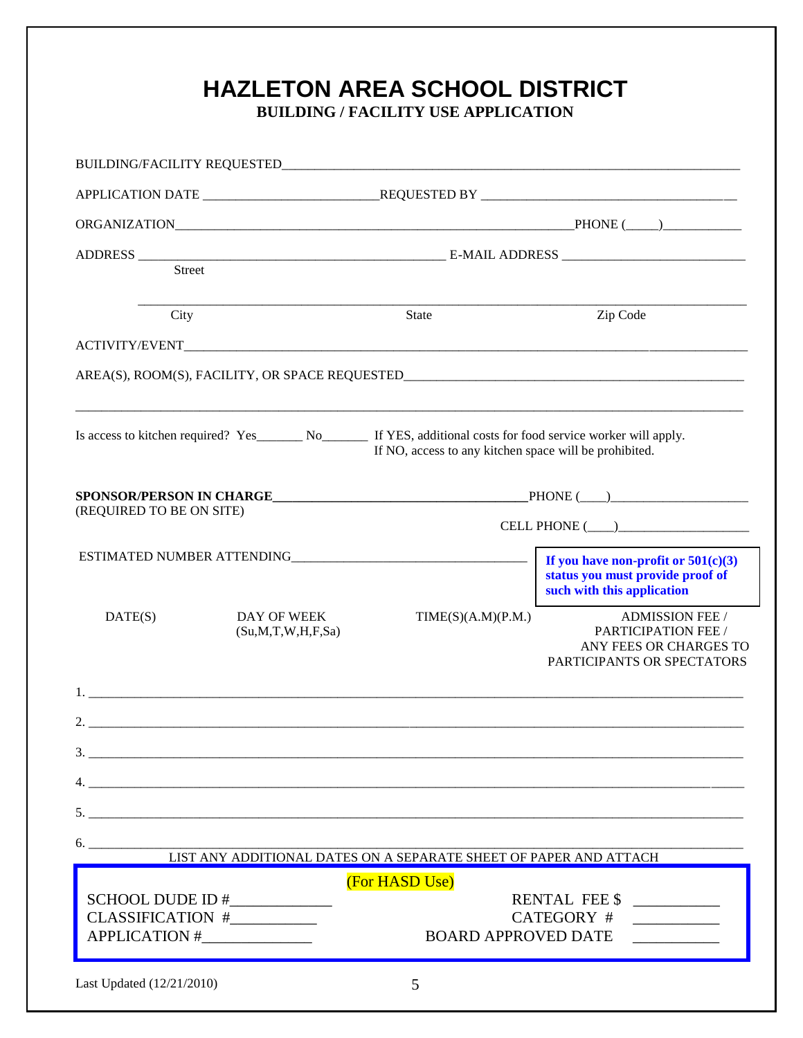# HAZLETON AREA SCHOOL DISTRICT

**BUILDING / FACILITY USE APPLICATION**

BUILDING/FACILITY REQUESTED_______________________________________________

APPLICATION DATE ________________________ REQUESTED BY ___________________________

ORGANIZATION_____________________________________________ PHONE (____)___________

ADDRESS ____________________________________ E-MAIL ADDRESS ______________________

Street

_____________________________________________________________________________

City State Zip Code

ACTIVITY/EVENT______________________________________________________________

AREA(S), ROOM(S), FACILITY, OR SPACE REQUESTED_____________________________________

_____________________________________________________________________________

Is access to kitchen required? Yes_______ No_______ If YES, additional costs for food service worker will apply. If NO, access to any kitchen space will be prohibited.

**SPONSOR/PERSON IN CHARGE**__________________________________ PHONE (___)__________________

(REQUIRED TO BE ON SITE)

CELL PHONE (___)__________________

ESTIMATED NUMBER ATTENDING_______________________________

**If you have non-profit or 501(c)(3) status you must provide proof of such with this application**

| DATE(S) | DAY OF WEEK (Su,M,T,W,H,F,Sa) | TIME(S)(A.M)(P.M.) | ADMISSION FEE / PARTICIPATION FEE / ANY FEES OR CHARGES TO PARTICIPANTS OR SPECTATORS |
|---|---|---|---|
| 1. | | | |
| 2. | | | |
| 3. | | | |
| 4. | | | |
| 5. | | | |
| 6. | | | |

LIST ANY ADDITIONAL DATES ON A SEPARATE SHEET OF PAPER AND ATTACH

(For HASD Use)

SCHOOL DUDE ID #____________ RENTAL FEE $ __________

CLASSIFICATION #__________ CATEGORY # __________

APPLICATION #_____________ BOARD APPROVED DATE __________

Last Updated (12/21/2010)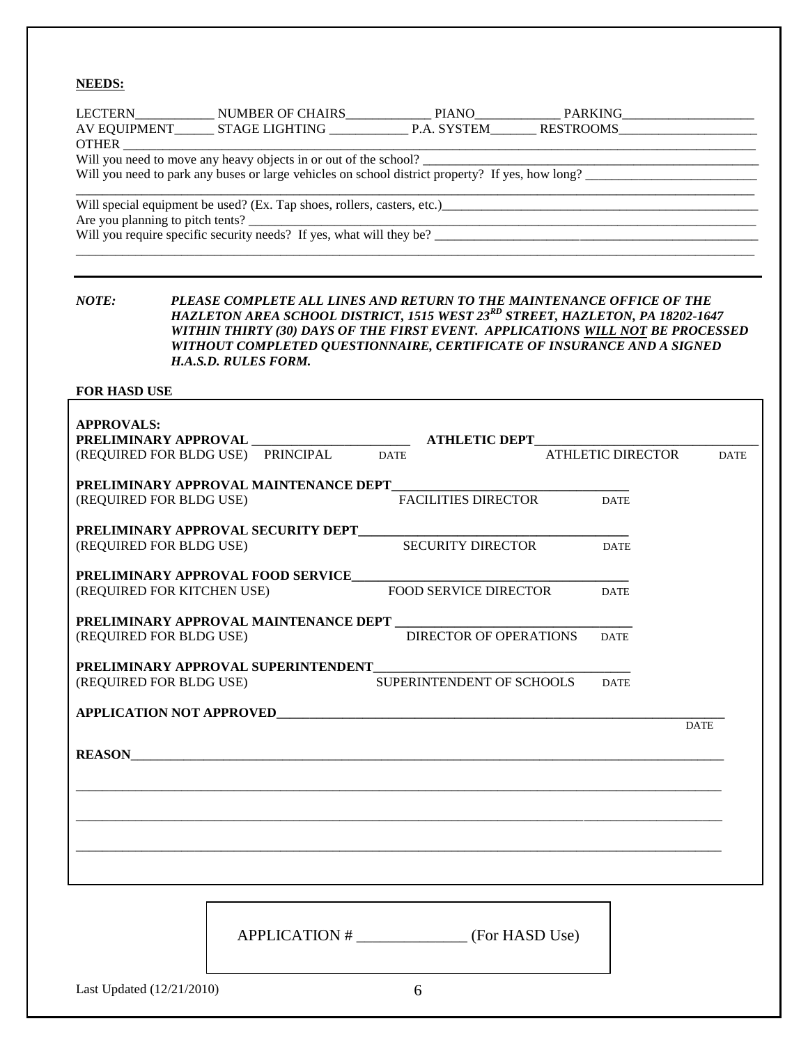**NEEDS:**

LECTERN____________ NUMBER OF CHAIRS_____________ PIANO_____________ PARKING____________________
AV EQUIPMENT______ STAGE LIGHTING ____________ P.A. SYSTEM_______ RESTROOMS_____________________
OTHER ________________________________________________________________________________________
Will you need to move any heavy objects in or out of the school? ________________________________________________
Will you need to park any buses or large vehicles on school district property? If yes, how long? __________________________
______________________________________________________________________________________________
Will special equipment be used? (Ex. Tap shoes, rollers, casters, etc.)_________________________________________________
Are you planning to pitch tents? __________________________________________________________________________
Will you require specific security needs? If yes, what will they be? ____________________________________________________
______________________________________________________________________________________________

---

***NOTE:*** ***PLEASE COMPLETE ALL LINES AND RETURN TO THE MAINTENANCE OFFICE OF THE HAZLETON AREA SCHOOL DISTRICT, 1515 WEST 23^RD STREET, HAZLETON, PA 18202-1647 WITHIN THIRTY (30) DAYS OF THE FIRST EVENT. APPLICATIONS <u>WILL NOT</u> BE PROCESSED WITHOUT COMPLETED QUESTIONNAIRE, CERTIFICATE OF INSURANCE AND A SIGNED H.A.S.D. RULES FORM.***

**FOR HASD USE**

**APPROVALS:**

**PRELIMINARY APPROVAL** ________________________ **ATHLETIC DEPT**________________________________
(REQUIRED FOR BLDG USE) PRINCIPAL DATE ATHLETIC DIRECTOR DATE

**PRELIMINARY APPROVAL MAINTENANCE DEPT**__________________________________
(REQUIRED FOR BLDG USE) FACILITIES DIRECTOR DATE

**PRELIMINARY APPROVAL SECURITY DEPT**____________________________________
(REQUIRED FOR BLDG USE) SECURITY DIRECTOR DATE

**PRELIMINARY APPROVAL FOOD SERVICE**______________________________________
(REQUIRED FOR KITCHEN USE) FOOD SERVICE DIRECTOR DATE

**PRELIMINARY APPROVAL MAINTENANCE DEPT** __________________________________
(REQUIRED FOR BLDG USE) DIRECTOR OF OPERATIONS DATE

**PRELIMINARY APPROVAL SUPERINTENDENT**___________________________________
(REQUIRED FOR BLDG USE) SUPERINTENDENT OF SCHOOLS DATE

**APPLICATION NOT APPROVED**______________________________________________________________
DATE

**REASON**_________________________________________________________________________________
______________________________________________________________________________________________
______________________________________________________________________________________________
______________________________________________________________________________________________

APPLICATION # ______________ (For HASD Use)

Last Updated (12/21/2010)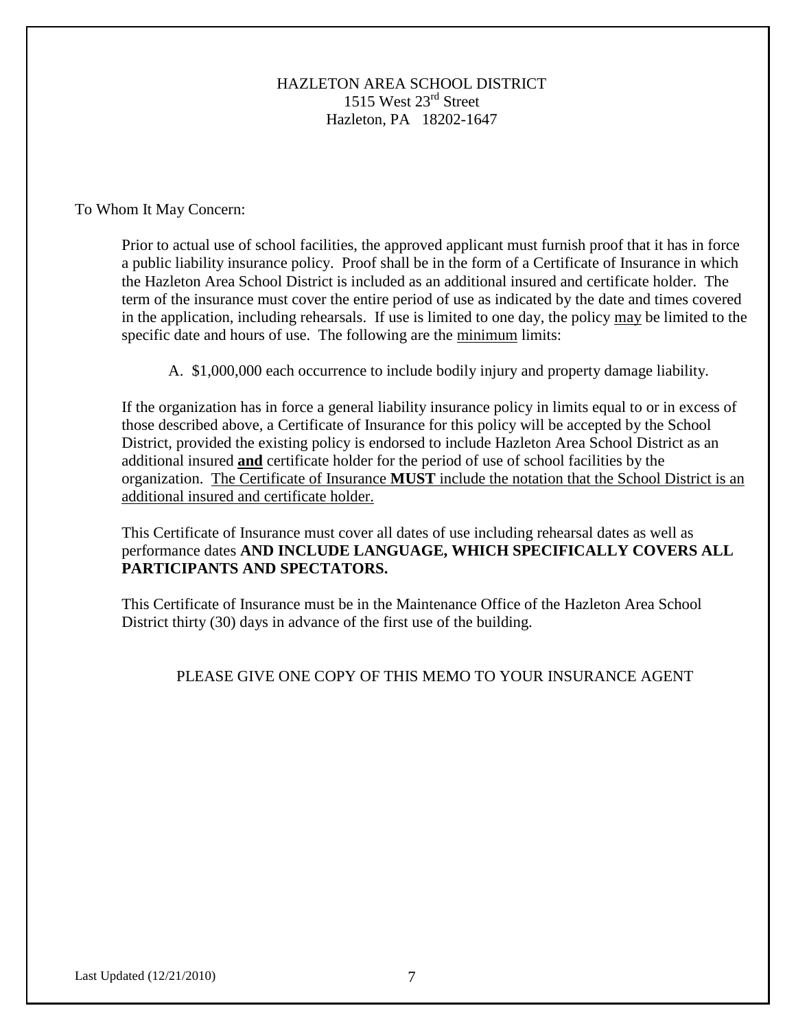HAZLETON AREA SCHOOL DISTRICT
1515 West 23rd Street
Hazleton, PA 18202-1647

To Whom It May Concern:

Prior to actual use of school facilities, the approved applicant must furnish proof that it has in force a public liability insurance policy. Proof shall be in the form of a Certificate of Insurance in which the Hazleton Area School District is included as an additional insured and certificate holder. The term of the insurance must cover the entire period of use as indicated by the date and times covered in the application, including rehearsals. If use is limited to one day, the policy may be limited to the specific date and hours of use. The following are the minimum limits:

A. $1,000,000 each occurrence to include bodily injury and property damage liability.

If the organization has in force a general liability insurance policy in limits equal to or in excess of those described above, a Certificate of Insurance for this policy will be accepted by the School District, provided the existing policy is endorsed to include Hazleton Area School District as an additional insured **and** certificate holder for the period of use of school facilities by the organization. The Certificate of Insurance **MUST** include the notation that the School District is an additional insured and certificate holder.

This Certificate of Insurance must cover all dates of use including rehearsal dates as well as performance dates **AND INCLUDE LANGUAGE, WHICH SPECIFICALLY COVERS ALL PARTICIPANTS AND SPECTATORS.**

This Certificate of Insurance must be in the Maintenance Office of the Hazleton Area School District thirty (30) days in advance of the first use of the building.

PLEASE GIVE ONE COPY OF THIS MEMO TO YOUR INSURANCE AGENT

Last Updated (12/21/2010)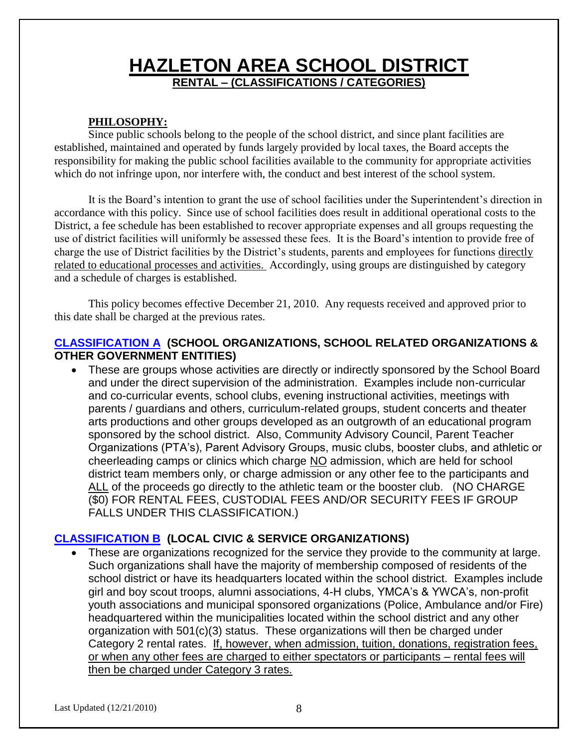# HAZLETON AREA SCHOOL DISTRICT

## RENTAL – (CLASSIFICATIONS / CATEGORIES)

**PHILOSOPHY:**

Since public schools belong to the people of the school district, and since plant facilities are established, maintained and operated by funds largely provided by local taxes, the Board accepts the responsibility for making the public school facilities available to the community for appropriate activities which do not infringe upon, nor interfere with, the conduct and best interest of the school system.

It is the Board's intention to grant the use of school facilities under the Superintendent's direction in accordance with this policy. Since use of school facilities does result in additional operational costs to the District, a fee schedule has been established to recover appropriate expenses and all groups requesting the use of district facilities will uniformly be assessed these fees. It is the Board's intention to provide free of charge the use of District facilities by the District's students, parents and employees for functions directly related to educational processes and activities. Accordingly, using groups are distinguished by category and a schedule of charges is established.

This policy becomes effective December 21, 2010. Any requests received and approved prior to this date shall be charged at the previous rates.

### CLASSIFICATION A (SCHOOL ORGANIZATIONS, SCHOOL RELATED ORGANIZATIONS & OTHER GOVERNMENT ENTITIES)

- These are groups whose activities are directly or indirectly sponsored by the School Board and under the direct supervision of the administration. Examples include non-curricular and co-curricular events, school clubs, evening instructional activities, meetings with parents / guardians and others, curriculum-related groups, student concerts and theater arts productions and other groups developed as an outgrowth of an educational program sponsored by the school district. Also, Community Advisory Council, Parent Teacher Organizations (PTA's), Parent Advisory Groups, music clubs, booster clubs, and athletic or cheerleading camps or clinics which charge NO admission, which are held for school district team members only, or charge admission or any other fee to the participants and ALL of the proceeds go directly to the athletic team or the booster club. (NO CHARGE ($0) FOR RENTAL FEES, CUSTODIAL FEES AND/OR SECURITY FEES IF GROUP FALLS UNDER THIS CLASSIFICATION.)

### CLASSIFICATION B (LOCAL CIVIC & SERVICE ORGANIZATIONS)

- These are organizations recognized for the service they provide to the community at large. Such organizations shall have the majority of membership composed of residents of the school district or have its headquarters located within the school district. Examples include girl and boy scout troops, alumni associations, 4-H clubs, YMCA's & YWCA's, non-profit youth associations and municipal sponsored organizations (Police, Ambulance and/or Fire) headquartered within the municipalities located within the school district and any other organization with 501(c)(3) status. These organizations will then be charged under Category 2 rental rates. If, however, when admission, tuition, donations, registration fees, or when any other fees are charged to either spectators or participants – rental fees will then be charged under Category 3 rates.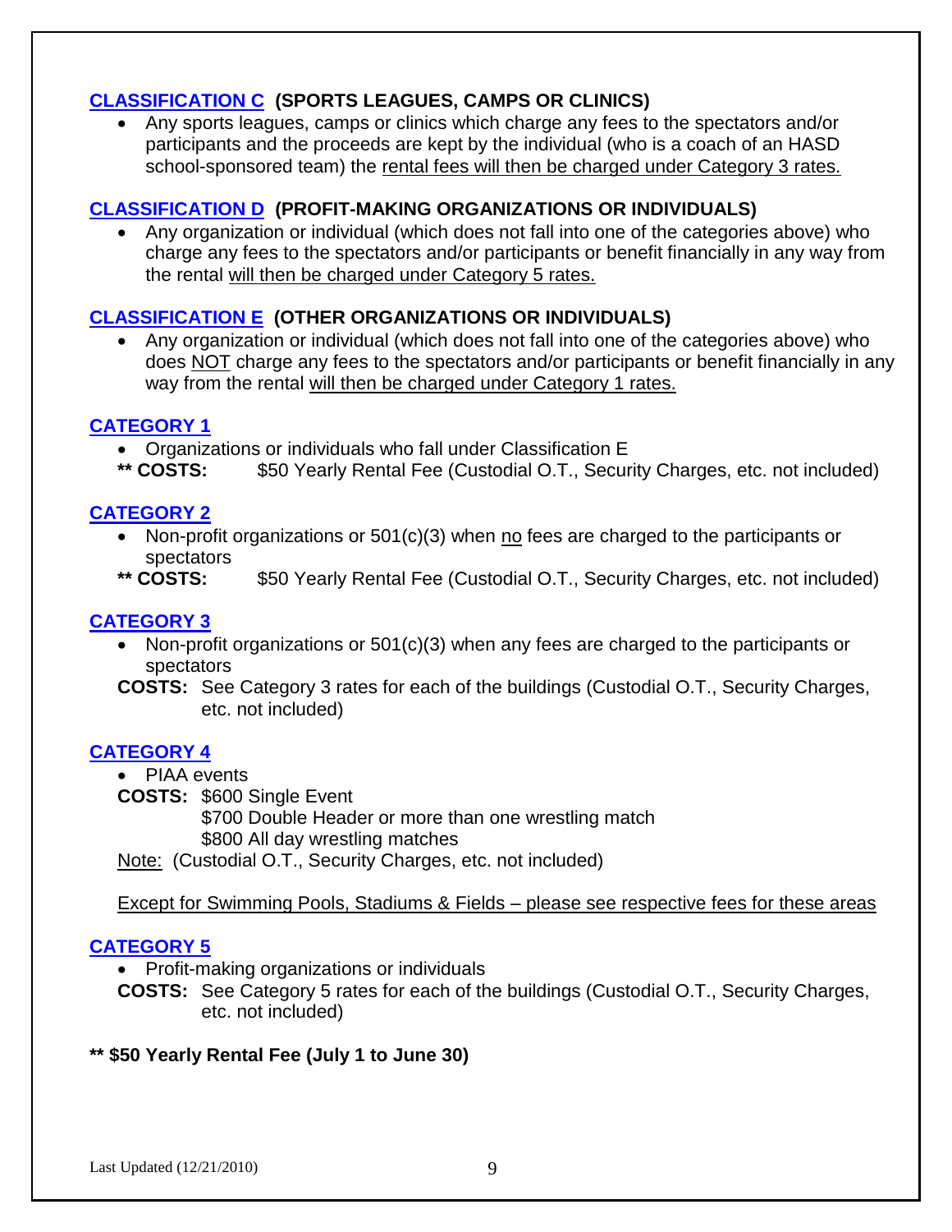### CLASSIFICATION C (SPORTS LEAGUES, CAMPS OR CLINICS)

- Any sports leagues, camps or clinics which charge any fees to the spectators and/or participants and the proceeds are kept by the individual (who is a coach of an HASD school-sponsored team) the rental fees will then be charged under Category 3 rates.

### CLASSIFICATION D (PROFIT-MAKING ORGANIZATIONS OR INDIVIDUALS)

- Any organization or individual (which does not fall into one of the categories above) who charge any fees to the spectators and/or participants or benefit financially in any way from the rental will then be charged under Category 5 rates.

### CLASSIFICATION E (OTHER ORGANIZATIONS OR INDIVIDUALS)

- Any organization or individual (which does not fall into one of the categories above) who does NOT charge any fees to the spectators and/or participants or benefit financially in any way from the rental will then be charged under Category 1 rates.

### CATEGORY 1

- Organizations or individuals who fall under Classification E

**\*\* COSTS:** $50 Yearly Rental Fee (Custodial O.T., Security Charges, etc. not included)

### CATEGORY 2

- Non-profit organizations or 501(c)(3) when no fees are charged to the participants or spectators

**\*\* COSTS:** $50 Yearly Rental Fee (Custodial O.T., Security Charges, etc. not included)

### CATEGORY 3

- Non-profit organizations or 501(c)(3) when any fees are charged to the participants or spectators

**COSTS:** See Category 3 rates for each of the buildings (Custodial O.T., Security Charges, etc. not included)

### CATEGORY 4

- PIAA events

**COSTS:** $600 Single Event
$700 Double Header or more than one wrestling match
$800 All day wrestling matches

Note: (Custodial O.T., Security Charges, etc. not included)

Except for Swimming Pools, Stadiums & Fields – please see respective fees for these areas

### CATEGORY 5

- Profit-making organizations or individuals

**COSTS:** See Category 5 rates for each of the buildings (Custodial O.T., Security Charges, etc. not included)

**\*\* $50 Yearly Rental Fee (July 1 to June 30)**

Last Updated (12/21/2010)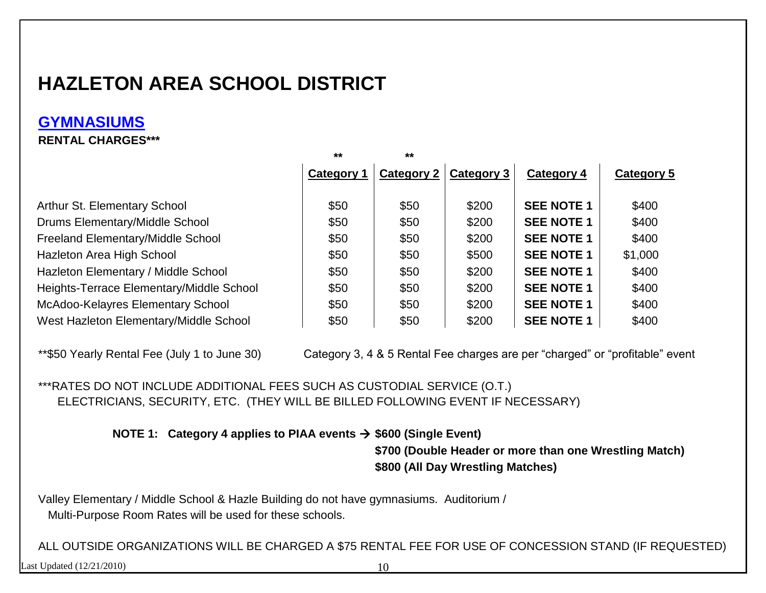# HAZLETON AREA SCHOOL DISTRICT

## GYMNASIUMS

**RENTAL CHARGES*****

| | ** Category 1 | ** Category 2 | Category 3 | Category 4 | Category 5 |
|---|---|---|---|---|---|
| Arthur St. Elementary School | $50 | $50 | $200 | **SEE NOTE 1** | $400 |
| Drums Elementary/Middle School | $50 | $50 | $200 | **SEE NOTE 1** | $400 |
| Freeland Elementary/Middle School | $50 | $50 | $200 | **SEE NOTE 1** | $400 |
| Hazleton Area High School | $50 | $50 | $500 | **SEE NOTE 1** | $1,000 |
| Hazleton Elementary / Middle School | $50 | $50 | $200 | **SEE NOTE 1** | $400 |
| Heights-Terrace Elementary/Middle School | $50 | $50 | $200 | **SEE NOTE 1** | $400 |
| McAdoo-Kelayres Elementary School | $50 | $50 | $200 | **SEE NOTE 1** | $400 |
| West Hazleton Elementary/Middle School | $50 | $50 | $200 | **SEE NOTE 1** | $400 |

**$50 Yearly Rental Fee (July 1 to June 30)

Category 3, 4 & 5 Rental Fee charges are per "charged" or "profitable" event

***RATES DO NOT INCLUDE ADDITIONAL FEES SUCH AS CUSTODIAL SERVICE (O.T.) ELECTRICIANS, SECURITY, ETC. (THEY WILL BE BILLED FOLLOWING EVENT IF NECESSARY)

**NOTE 1: Category 4 applies to PIAA events → $600 (Single Event)**
**$700 (Double Header or more than one Wrestling Match)**
**$800 (All Day Wrestling Matches)**

Valley Elementary / Middle School & Hazle Building do not have gymnasiums. Auditorium / Multi-Purpose Room Rates will be used for these schools.

ALL OUTSIDE ORGANIZATIONS WILL BE CHARGED A $75 RENTAL FEE FOR USE OF CONCESSION STAND (IF REQUESTED)

Last Updated (12/21/2010)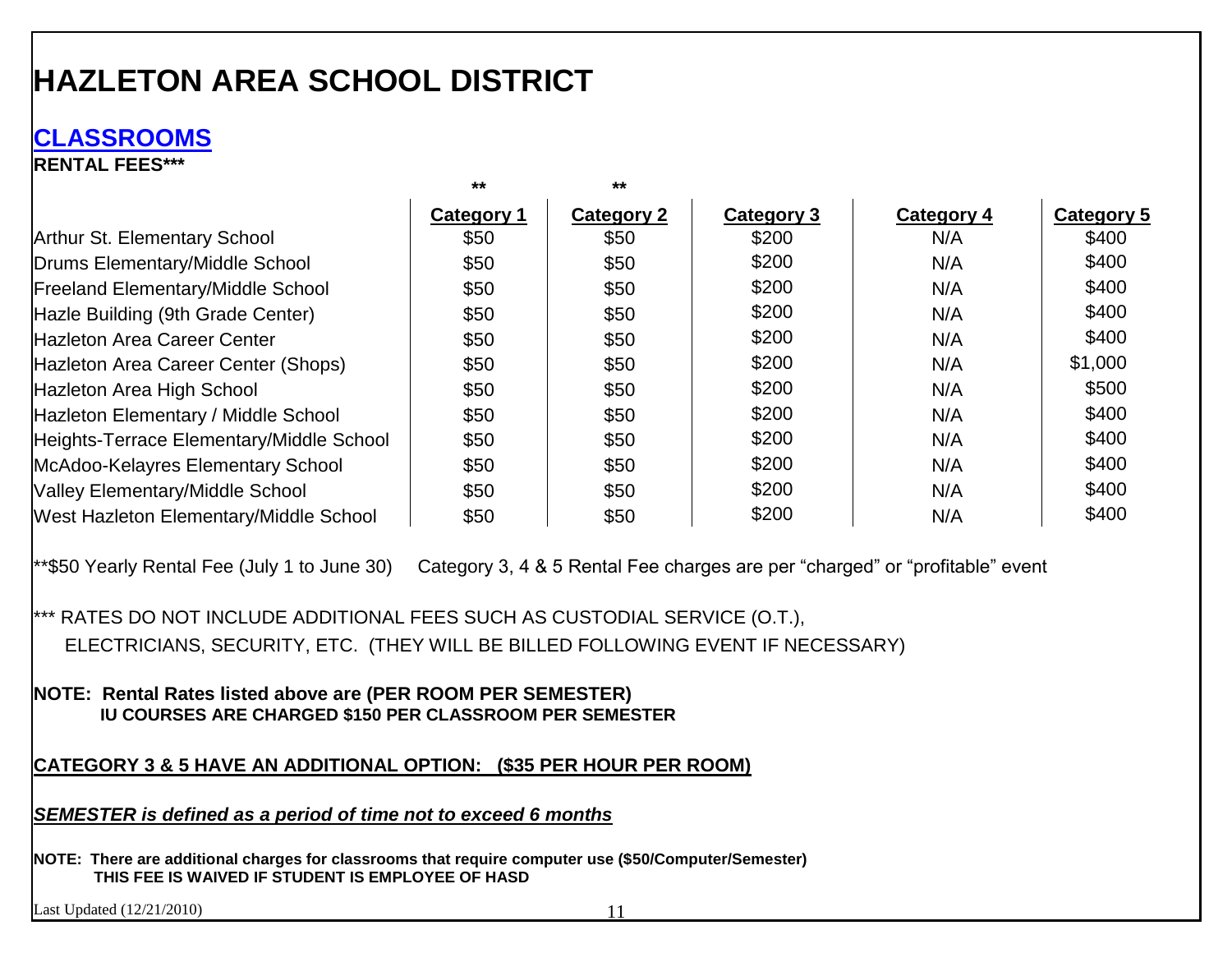# HAZLETON AREA SCHOOL DISTRICT

## CLASSROOMS

**RENTAL FEES*****

| | ** Category 1 | ** Category 2 | Category 3 | Category 4 | Category 5 |
|---|---|---|---|---|---|
| Arthur St. Elementary School | $50 | $50 | $200 | N/A | $400 |
| Drums Elementary/Middle School | $50 | $50 | $200 | N/A | $400 |
| Freeland Elementary/Middle School | $50 | $50 | $200 | N/A | $400 |
| Hazle Building (9th Grade Center) | $50 | $50 | $200 | N/A | $400 |
| Hazleton Area Career Center | $50 | $50 | $200 | N/A | $400 |
| Hazleton Area Career Center (Shops) | $50 | $50 | $200 | N/A | $1,000 |
| Hazleton Area High School | $50 | $50 | $200 | N/A | $500 |
| Hazleton Elementary / Middle School | $50 | $50 | $200 | N/A | $400 |
| Heights-Terrace Elementary/Middle School | $50 | $50 | $200 | N/A | $400 |
| McAdoo-Kelayres Elementary School | $50 | $50 | $200 | N/A | $400 |
| Valley Elementary/Middle School | $50 | $50 | $200 | N/A | $400 |
| West Hazleton Elementary/Middle School | $50 | $50 | $200 | N/A | $400 |

**$50 Yearly Rental Fee (July 1 to June 30)  Category 3, 4 & 5 Rental Fee charges are per "charged" or "profitable" event

*** RATES DO NOT INCLUDE ADDITIONAL FEES SUCH AS CUSTODIAL SERVICE (O.T.), ELECTRICIANS, SECURITY, ETC. (THEY WILL BE BILLED FOLLOWING EVENT IF NECESSARY)

**NOTE: Rental Rates listed above are (PER ROOM PER SEMESTER)**
**IU COURSES ARE CHARGED $150 PER CLASSROOM PER SEMESTER**

**CATEGORY 3 & 5 HAVE AN ADDITIONAL OPTION: ($35 PER HOUR PER ROOM)**

***SEMESTER is defined as a period of time not to exceed 6 months***

**NOTE: There are additional charges for classrooms that require computer use ($50/Computer/Semester)**
**THIS FEE IS WAIVED IF STUDENT IS EMPLOYEE OF HASD**

Last Updated (12/21/2010)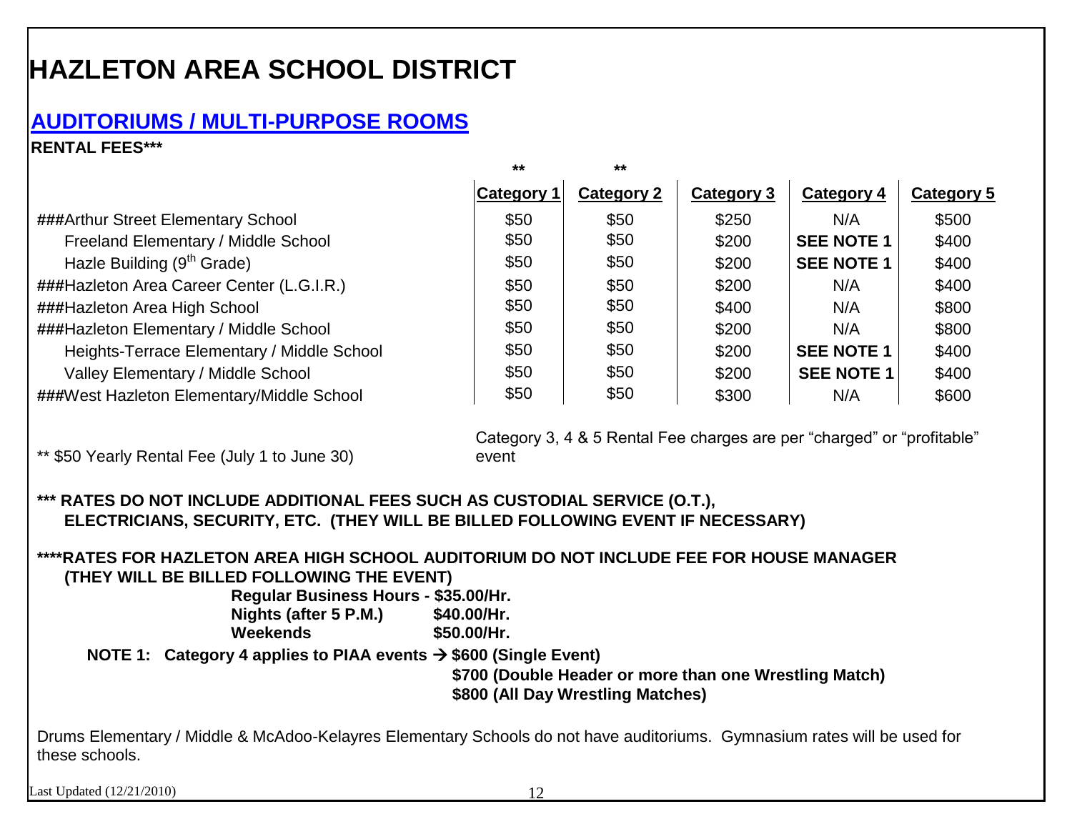# HAZLETON AREA SCHOOL DISTRICT

## AUDITORIUMS / MULTI-PURPOSE ROOMS

**RENTAL FEES*****

| | ** Category 1 | ** Category 2 | Category 3 | Category 4 | Category 5 |
|---|---|---|---|---|---|
| ###Arthur Street Elementary School | $50 | $50 | $250 | N/A | $500 |
| Freeland Elementary / Middle School | $50 | $50 | $200 | **SEE NOTE 1** | $400 |
| Hazle Building (9th Grade) | $50 | $50 | $200 | **SEE NOTE 1** | $400 |
| ###Hazleton Area Career Center (L.G.I.R.) | $50 | $50 | $200 | N/A | $400 |
| ###Hazleton Area High School | $50 | $50 | $400 | N/A | $800 |
| ###Hazleton Elementary / Middle School | $50 | $50 | $200 | N/A | $800 |
| Heights-Terrace Elementary / Middle School | $50 | $50 | $200 | **SEE NOTE 1** | $400 |
| Valley Elementary / Middle School | $50 | $50 | $200 | **SEE NOTE 1** | $400 |
| ###West Hazleton Elementary/Middle School | $50 | $50 | $300 | N/A | $600 |

** $50 Yearly Rental Fee (July 1 to June 30)

Category 3, 4 & 5 Rental Fee charges are per "charged" or "profitable" event

**\*** RATES DO NOT INCLUDE ADDITIONAL FEES SUCH AS CUSTODIAL SERVICE (O.T.), ELECTRICIANS, SECURITY, ETC. (THEY WILL BE BILLED FOLLOWING EVENT IF NECESSARY)**

**\****RATES FOR HAZLETON AREA HIGH SCHOOL AUDITORIUM DO NOT INCLUDE FEE FOR HOUSE MANAGER (THEY WILL BE BILLED FOLLOWING THE EVENT)**

**Regular Business Hours - $35.00/Hr.**
**Nights (after 5 P.M.) $40.00/Hr.**
**Weekends $50.00/Hr.**

**NOTE 1: Category 4 applies to PIAA events → $600 (Single Event)**
**$700 (Double Header or more than one Wrestling Match)**
**$800 (All Day Wrestling Matches)**

Drums Elementary / Middle & McAdoo-Kelayres Elementary Schools do not have auditoriums. Gymnasium rates will be used for these schools.

Last Updated (12/21/2010)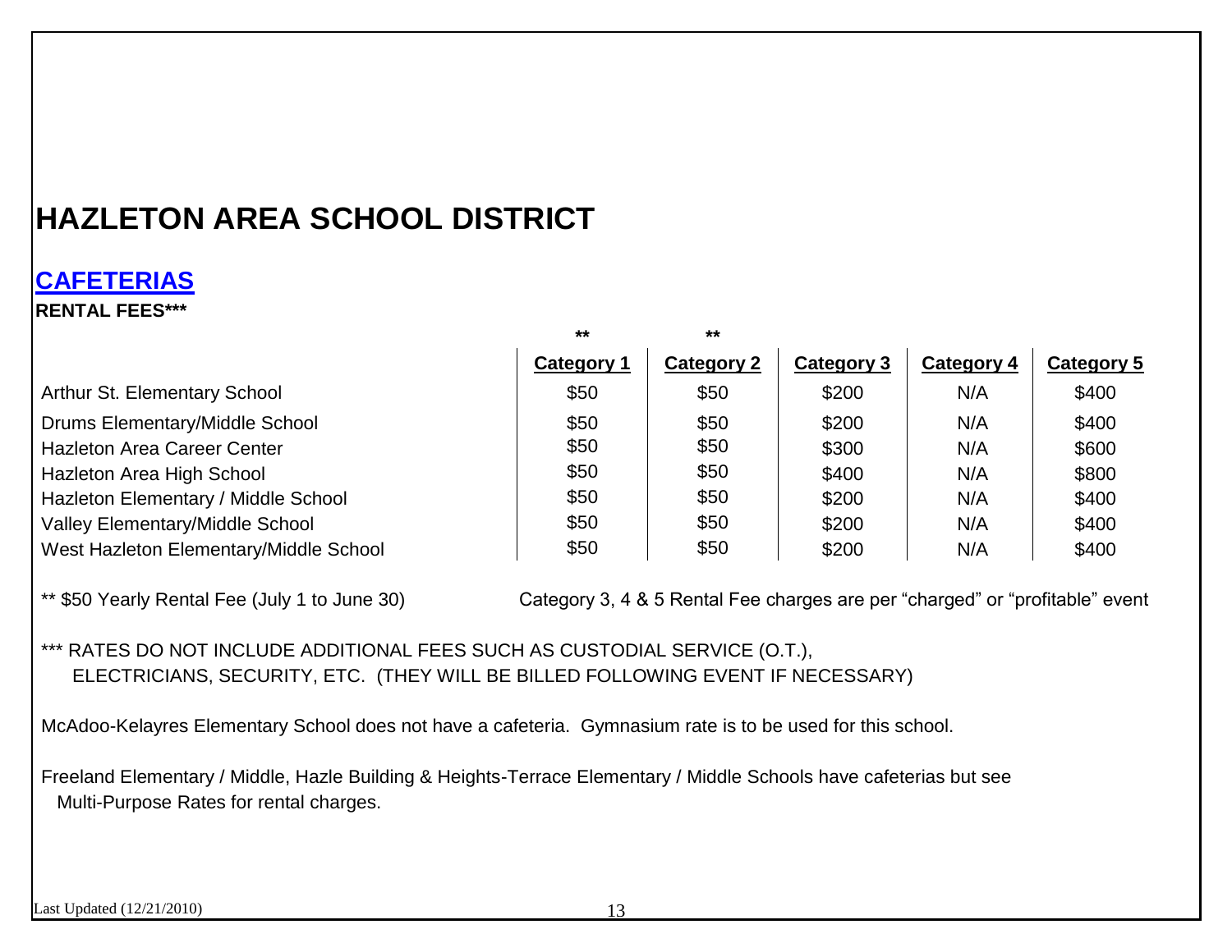# HAZLETON AREA SCHOOL DISTRICT

## CAFETERIAS

**RENTAL FEES*****

| | ** Category 1 | ** Category 2 | Category 3 | Category 4 | Category 5 |
|---|---|---|---|---|---|
| Arthur St. Elementary School | $50 | $50 | $200 | N/A | $400 |
| Drums Elementary/Middle School | $50 | $50 | $200 | N/A | $400 |
| Hazleton Area Career Center | $50 | $50 | $300 | N/A | $600 |
| Hazleton Area High School | $50 | $50 | $400 | N/A | $800 |
| Hazleton Elementary / Middle School | $50 | $50 | $200 | N/A | $400 |
| Valley Elementary/Middle School | $50 | $50 | $200 | N/A | $400 |
| West Hazleton Elementary/Middle School | $50 | $50 | $200 | N/A | $400 |

** $50 Yearly Rental Fee (July 1 to June 30)

Category 3, 4 & 5 Rental Fee charges are per "charged" or "profitable" event

*** RATES DO NOT INCLUDE ADDITIONAL FEES SUCH AS CUSTODIAL SERVICE (O.T.), ELECTRICIANS, SECURITY, ETC. (THEY WILL BE BILLED FOLLOWING EVENT IF NECESSARY)

McAdoo-Kelayres Elementary School does not have a cafeteria. Gymnasium rate is to be used for this school.

Freeland Elementary / Middle, Hazle Building & Heights-Terrace Elementary / Middle Schools have cafeterias but see Multi-Purpose Rates for rental charges.

Last Updated (12/21/2010)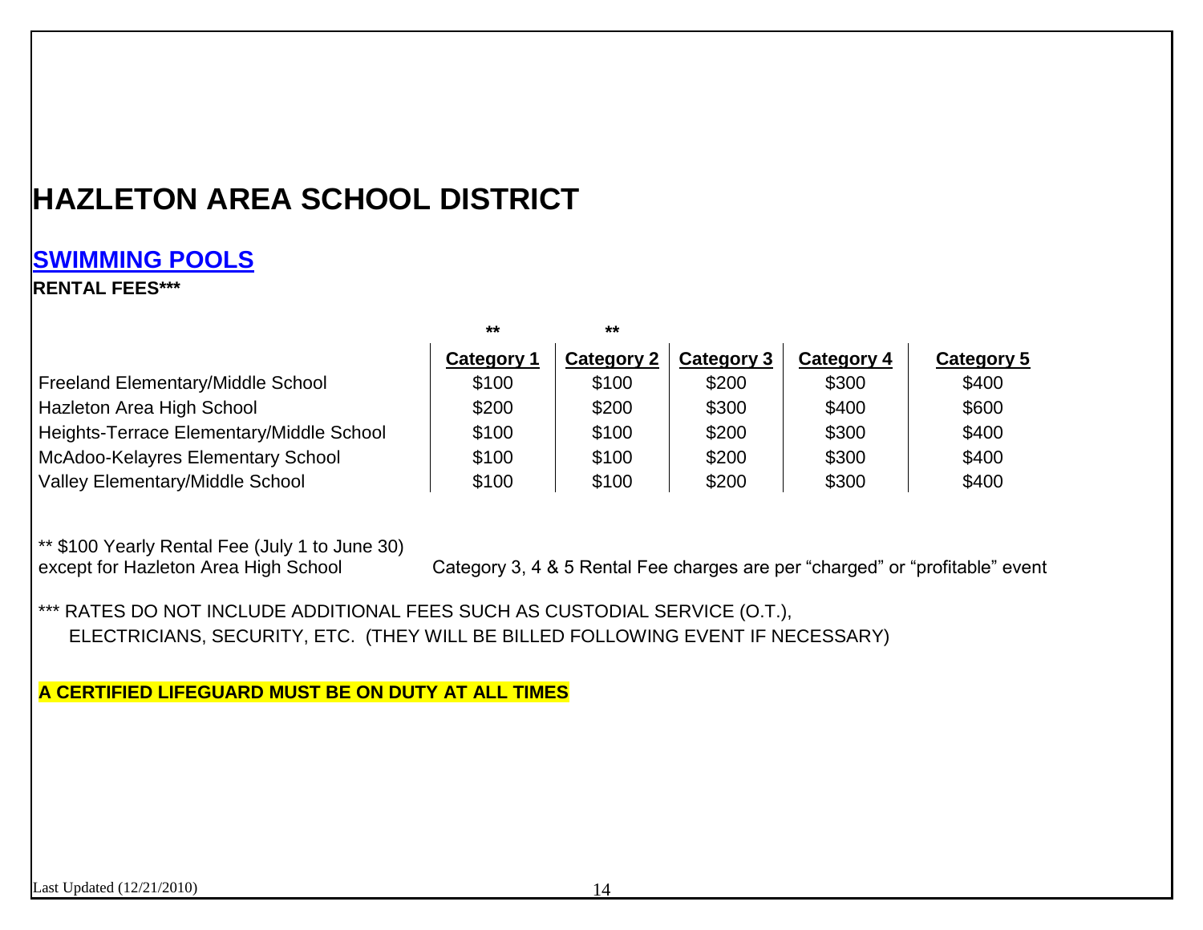# HAZLETON AREA SCHOOL DISTRICT

## SWIMMING POOLS

**RENTAL FEES*****

| | ** Category 1 | ** Category 2 | Category 3 | Category 4 | Category 5 |
|---|---|---|---|---|---|
| Freeland Elementary/Middle School | $100 | $100 | $200 | $300 | $400 |
| Hazleton Area High School | $200 | $200 | $300 | $400 | $600 |
| Heights-Terrace Elementary/Middle School | $100 | $100 | $200 | $300 | $400 |
| McAdoo-Kelayres Elementary School | $100 | $100 | $200 | $300 | $400 |
| Valley Elementary/Middle School | $100 | $100 | $200 | $300 | $400 |

** $100 Yearly Rental Fee (July 1 to June 30) except for Hazleton Area High School

Category 3, 4 & 5 Rental Fee charges are per “charged” or “profitable” event

*** RATES DO NOT INCLUDE ADDITIONAL FEES SUCH AS CUSTODIAL SERVICE (O.T.), ELECTRICIANS, SECURITY, ETC. (THEY WILL BE BILLED FOLLOWING EVENT IF NECESSARY)

**A CERTIFIED LIFEGUARD MUST BE ON DUTY AT ALL TIMES**

Last Updated (12/21/2010)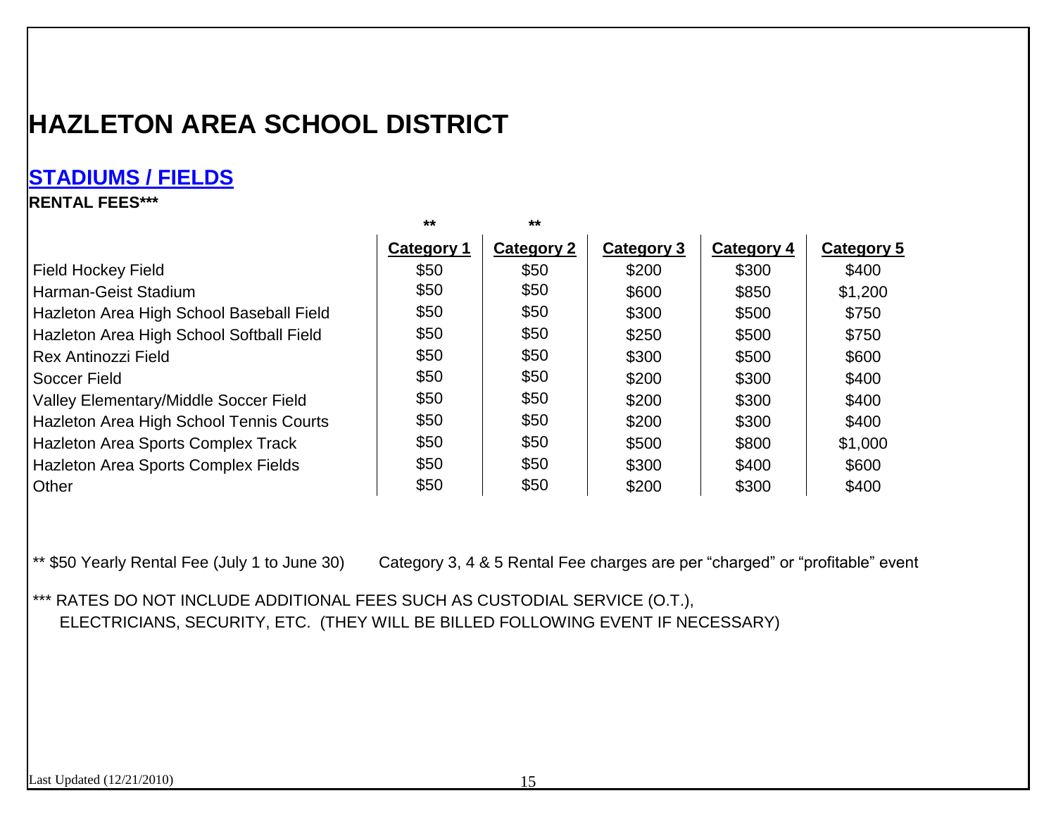# HAZLETON AREA SCHOOL DISTRICT

## STADIUMS / FIELDS

**RENTAL FEES*****

| | ** Category 1 | ** Category 2 | Category 3 | Category 4 | Category 5 |
|---|---|---|---|---|---|
| Field Hockey Field | $50 | $50 | $200 | $300 | $400 |
| Harman-Geist Stadium | $50 | $50 | $600 | $850 | $1,200 |
| Hazleton Area High School Baseball Field | $50 | $50 | $300 | $500 | $750 |
| Hazleton Area High School Softball Field | $50 | $50 | $250 | $500 | $750 |
| Rex Antinozzi Field | $50 | $50 | $300 | $500 | $600 |
| Soccer Field | $50 | $50 | $200 | $300 | $400 |
| Valley Elementary/Middle Soccer Field | $50 | $50 | $200 | $300 | $400 |
| Hazleton Area High School Tennis Courts | $50 | $50 | $200 | $300 | $400 |
| Hazleton Area Sports Complex Track | $50 | $50 | $500 | $800 | $1,000 |
| Hazleton Area Sports Complex Fields | $50 | $50 | $300 | $400 | $600 |
| Other | $50 | $50 | $200 | $300 | $400 |

** $50 Yearly Rental Fee (July 1 to June 30)

Category 3, 4 & 5 Rental Fee charges are per "charged" or "profitable" event

*** RATES DO NOT INCLUDE ADDITIONAL FEES SUCH AS CUSTODIAL SERVICE (O.T.), ELECTRICIANS, SECURITY, ETC. (THEY WILL BE BILLED FOLLOWING EVENT IF NECESSARY)

Last Updated (12/21/2010)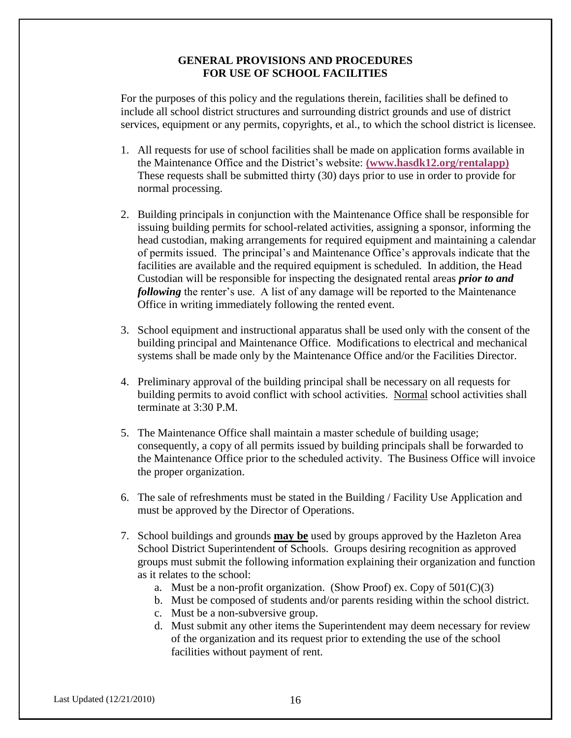## GENERAL PROVISIONS AND PROCEDURES FOR USE OF SCHOOL FACILITIES

For the purposes of this policy and the regulations therein, facilities shall be defined to include all school district structures and surrounding district grounds and use of district services, equipment or any permits, copyrights, et al., to which the school district is licensee.

1. All requests for use of school facilities shall be made on application forms available in the Maintenance Office and the District's website: **(www.hasdk12.org/rentalapp)** These requests shall be submitted thirty (30) days prior to use in order to provide for normal processing.

2. Building principals in conjunction with the Maintenance Office shall be responsible for issuing building permits for school-related activities, assigning a sponsor, informing the head custodian, making arrangements for required equipment and maintaining a calendar of permits issued. The principal's and Maintenance Office's approvals indicate that the facilities are available and the required equipment is scheduled. In addition, the Head Custodian will be responsible for inspecting the designated rental areas ***prior to and following*** the renter's use. A list of any damage will be reported to the Maintenance Office in writing immediately following the rented event.

3. School equipment and instructional apparatus shall be used only with the consent of the building principal and Maintenance Office. Modifications to electrical and mechanical systems shall be made only by the Maintenance Office and/or the Facilities Director.

4. Preliminary approval of the building principal shall be necessary on all requests for building permits to avoid conflict with school activities. <u>Normal</u> school activities shall terminate at 3:30 P.M.

5. The Maintenance Office shall maintain a master schedule of building usage; consequently, a copy of all permits issued by building principals shall be forwarded to the Maintenance Office prior to the scheduled activity. The Business Office will invoice the proper organization.

6. The sale of refreshments must be stated in the Building / Facility Use Application and must be approved by the Director of Operations.

7. School buildings and grounds <u>**may be**</u> used by groups approved by the Hazleton Area School District Superintendent of Schools. Groups desiring recognition as approved groups must submit the following information explaining their organization and function as it relates to the school:
   a. Must be a non-profit organization. (Show Proof) ex. Copy of 501(C)(3)
   b. Must be composed of students and/or parents residing within the school district.
   c. Must be a non-subversive group.
   d. Must submit any other items the Superintendent may deem necessary for review of the organization and its request prior to extending the use of the school facilities without payment of rent.

Last Updated (12/21/2010)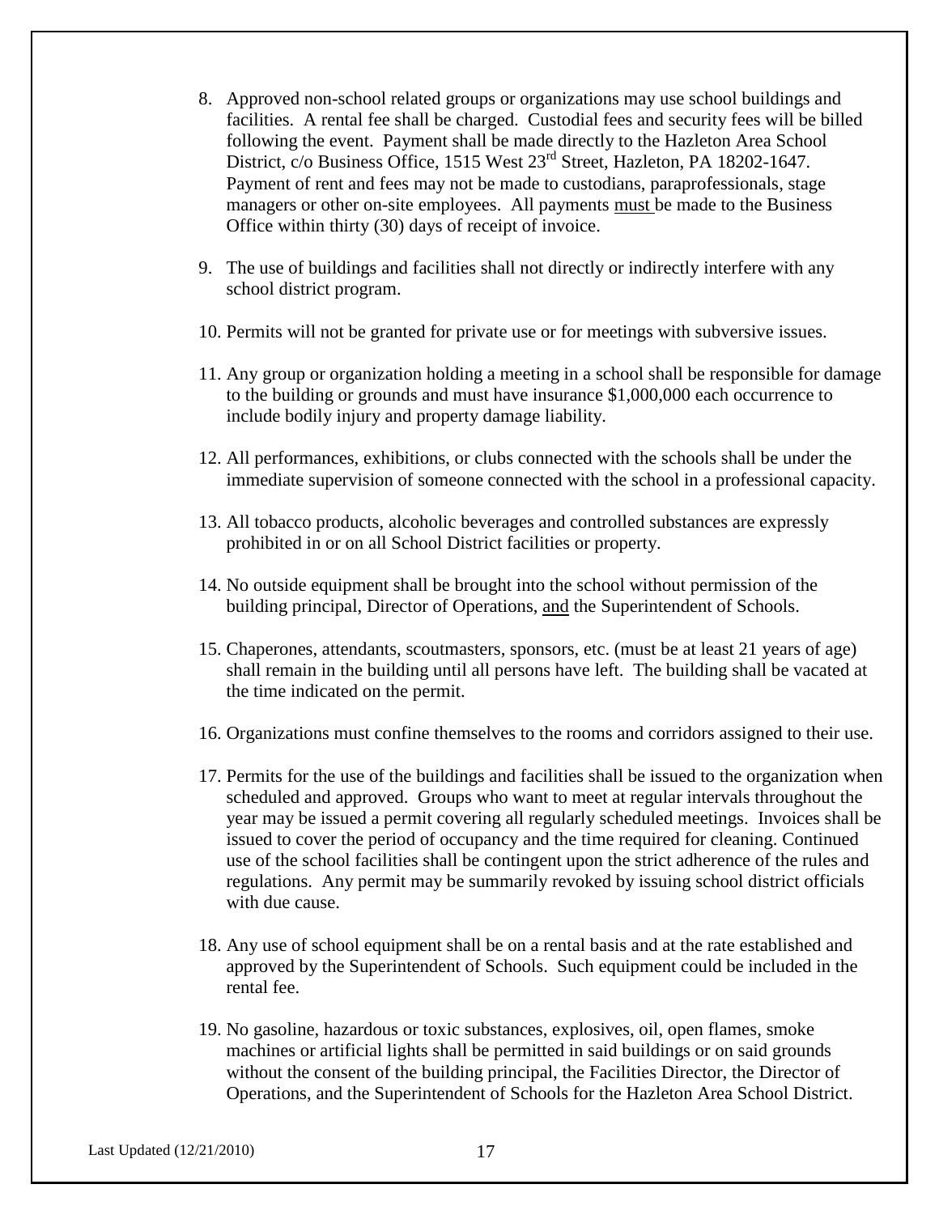8. Approved non-school related groups or organizations may use school buildings and facilities. A rental fee shall be charged. Custodial fees and security fees will be billed following the event. Payment shall be made directly to the Hazleton Area School District, c/o Business Office, 1515 West 23rd Street, Hazleton, PA 18202-1647. Payment of rent and fees may not be made to custodians, paraprofessionals, stage managers or other on-site employees. All payments <u>must</u> be made to the Business Office within thirty (30) days of receipt of invoice.

9. The use of buildings and facilities shall not directly or indirectly interfere with any school district program.

10. Permits will not be granted for private use or for meetings with subversive issues.

11. Any group or organization holding a meeting in a school shall be responsible for damage to the building or grounds and must have insurance $1,000,000 each occurrence to include bodily injury and property damage liability.

12. All performances, exhibitions, or clubs connected with the schools shall be under the immediate supervision of someone connected with the school in a professional capacity.

13. All tobacco products, alcoholic beverages and controlled substances are expressly prohibited in or on all School District facilities or property.

14. No outside equipment shall be brought into the school without permission of the building principal, Director of Operations, <u>and</u> the Superintendent of Schools.

15. Chaperones, attendants, scoutmasters, sponsors, etc. (must be at least 21 years of age) shall remain in the building until all persons have left. The building shall be vacated at the time indicated on the permit.

16. Organizations must confine themselves to the rooms and corridors assigned to their use.

17. Permits for the use of the buildings and facilities shall be issued to the organization when scheduled and approved. Groups who want to meet at regular intervals throughout the year may be issued a permit covering all regularly scheduled meetings. Invoices shall be issued to cover the period of occupancy and the time required for cleaning. Continued use of the school facilities shall be contingent upon the strict adherence of the rules and regulations. Any permit may be summarily revoked by issuing school district officials with due cause.

18. Any use of school equipment shall be on a rental basis and at the rate established and approved by the Superintendent of Schools. Such equipment could be included in the rental fee.

19. No gasoline, hazardous or toxic substances, explosives, oil, open flames, smoke machines or artificial lights shall be permitted in said buildings or on said grounds without the consent of the building principal, the Facilities Director, the Director of Operations, and the Superintendent of Schools for the Hazleton Area School District.

Last Updated (12/21/2010)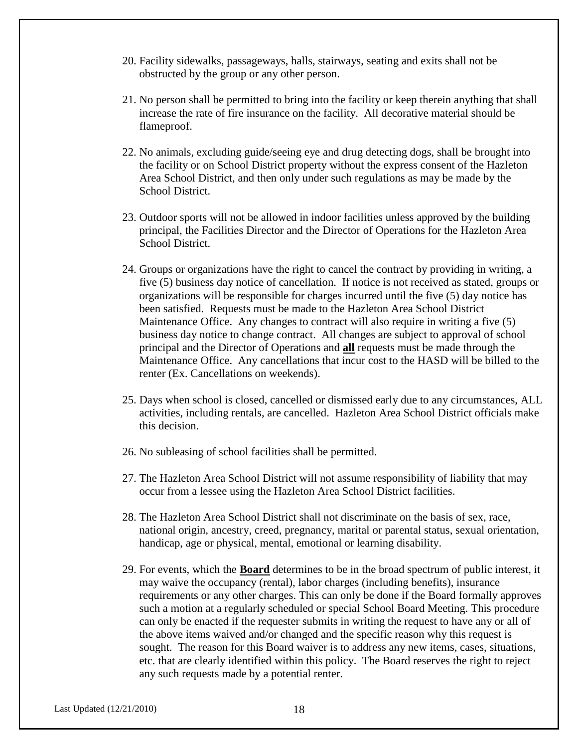20. Facility sidewalks, passageways, halls, stairways, seating and exits shall not be obstructed by the group or any other person.

21. No person shall be permitted to bring into the facility or keep therein anything that shall increase the rate of fire insurance on the facility. All decorative material should be flameproof.

22. No animals, excluding guide/seeing eye and drug detecting dogs, shall be brought into the facility or on School District property without the express consent of the Hazleton Area School District, and then only under such regulations as may be made by the School District.

23. Outdoor sports will not be allowed in indoor facilities unless approved by the building principal, the Facilities Director and the Director of Operations for the Hazleton Area School District.

24. Groups or organizations have the right to cancel the contract by providing in writing, a five (5) business day notice of cancellation. If notice is not received as stated, groups or organizations will be responsible for charges incurred until the five (5) day notice has been satisfied. Requests must be made to the Hazleton Area School District Maintenance Office. Any changes to contract will also require in writing a five (5) business day notice to change contract. All changes are subject to approval of school principal and the Director of Operations and **all** requests must be made through the Maintenance Office. Any cancellations that incur cost to the HASD will be billed to the renter (Ex. Cancellations on weekends).

25. Days when school is closed, cancelled or dismissed early due to any circumstances, ALL activities, including rentals, are cancelled. Hazleton Area School District officials make this decision.

26. No subleasing of school facilities shall be permitted.

27. The Hazleton Area School District will not assume responsibility of liability that may occur from a lessee using the Hazleton Area School District facilities.

28. The Hazleton Area School District shall not discriminate on the basis of sex, race, national origin, ancestry, creed, pregnancy, marital or parental status, sexual orientation, handicap, age or physical, mental, emotional or learning disability.

29. For events, which the **Board** determines to be in the broad spectrum of public interest, it may waive the occupancy (rental), labor charges (including benefits), insurance requirements or any other charges. This can only be done if the Board formally approves such a motion at a regularly scheduled or special School Board Meeting. This procedure can only be enacted if the requester submits in writing the request to have any or all of the above items waived and/or changed and the specific reason why this request is sought. The reason for this Board waiver is to address any new items, cases, situations, etc. that are clearly identified within this policy. The Board reserves the right to reject any such requests made by a potential renter.

Last Updated (12/21/2010)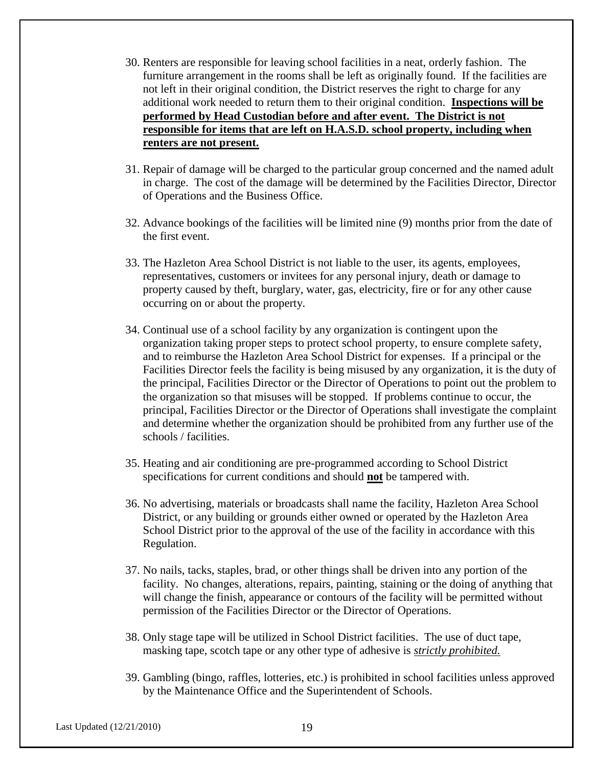30. Renters are responsible for leaving school facilities in a neat, orderly fashion. The furniture arrangement in the rooms shall be left as originally found. If the facilities are not left in their original condition, the District reserves the right to charge for any additional work needed to return them to their original condition. **Inspections will be performed by Head Custodian before and after event. The District is not responsible for items that are left on H.A.S.D. school property, including when renters are not present.**

31. Repair of damage will be charged to the particular group concerned and the named adult in charge. The cost of the damage will be determined by the Facilities Director, Director of Operations and the Business Office.

32. Advance bookings of the facilities will be limited nine (9) months prior from the date of the first event.

33. The Hazleton Area School District is not liable to the user, its agents, employees, representatives, customers or invitees for any personal injury, death or damage to property caused by theft, burglary, water, gas, electricity, fire or for any other cause occurring on or about the property.

34. Continual use of a school facility by any organization is contingent upon the organization taking proper steps to protect school property, to ensure complete safety, and to reimburse the Hazleton Area School District for expenses. If a principal or the Facilities Director feels the facility is being misused by any organization, it is the duty of the principal, Facilities Director or the Director of Operations to point out the problem to the organization so that misuses will be stopped. If problems continue to occur, the principal, Facilities Director or the Director of Operations shall investigate the complaint and determine whether the organization should be prohibited from any further use of the schools / facilities.

35. Heating and air conditioning are pre-programmed according to School District specifications for current conditions and should **not** be tampered with.

36. No advertising, materials or broadcasts shall name the facility, Hazleton Area School District, or any building or grounds either owned or operated by the Hazleton Area School District prior to the approval of the use of the facility in accordance with this Regulation.

37. No nails, tacks, staples, brad, or other things shall be driven into any portion of the facility. No changes, alterations, repairs, painting, staining or the doing of anything that will change the finish, appearance or contours of the facility will be permitted without permission of the Facilities Director or the Director of Operations.

38. Only stage tape will be utilized in School District facilities. The use of duct tape, masking tape, scotch tape or any other type of adhesive is ***strictly prohibited.***

39. Gambling (bingo, raffles, lotteries, etc.) is prohibited in school facilities unless approved by the Maintenance Office and the Superintendent of Schools.

Last Updated (12/21/2010)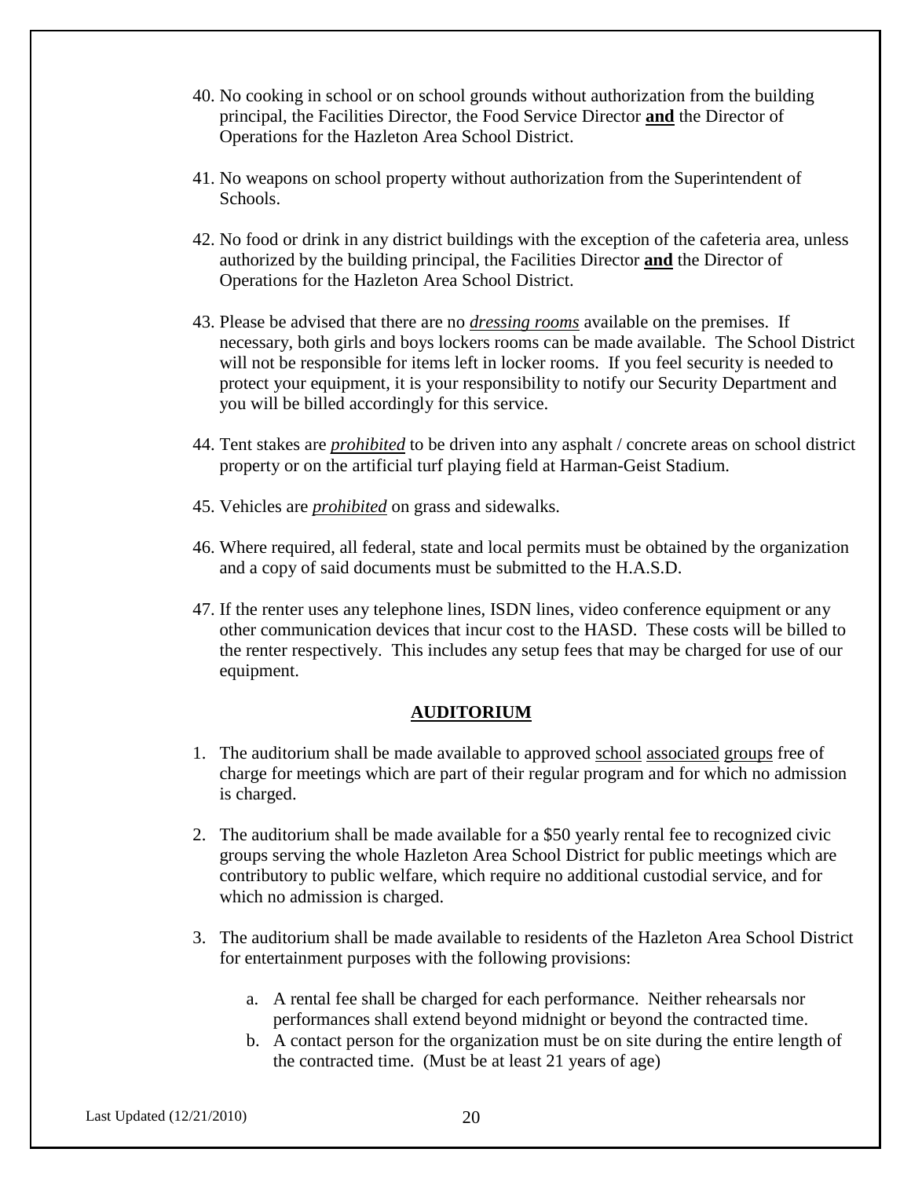40. No cooking in school or on school grounds without authorization from the building principal, the Facilities Director, the Food Service Director **and** the Director of Operations for the Hazleton Area School District.

41. No weapons on school property without authorization from the Superintendent of Schools.

42. No food or drink in any district buildings with the exception of the cafeteria area, unless authorized by the building principal, the Facilities Director **and** the Director of Operations for the Hazleton Area School District.

43. Please be advised that there are no ***dressing rooms*** available on the premises. If necessary, both girls and boys lockers rooms can be made available. The School District will not be responsible for items left in locker rooms. If you feel security is needed to protect your equipment, it is your responsibility to notify our Security Department and you will be billed accordingly for this service.

44. Tent stakes are ***prohibited*** to be driven into any asphalt / concrete areas on school district property or on the artificial turf playing field at Harman-Geist Stadium.

45. Vehicles are ***prohibited*** on grass and sidewalks.

46. Where required, all federal, state and local permits must be obtained by the organization and a copy of said documents must be submitted to the H.A.S.D.

47. If the renter uses any telephone lines, ISDN lines, video conference equipment or any other communication devices that incur cost to the HASD. These costs will be billed to the renter respectively. This includes any setup fees that may be charged for use of our equipment.

## AUDITORIUM

1. The auditorium shall be made available to approved school associated groups free of charge for meetings which are part of their regular program and for which no admission is charged.

2. The auditorium shall be made available for a $50 yearly rental fee to recognized civic groups serving the whole Hazleton Area School District for public meetings which are contributory to public welfare, which require no additional custodial service, and for which no admission is charged.

3. The auditorium shall be made available to residents of the Hazleton Area School District for entertainment purposes with the following provisions:

    a. A rental fee shall be charged for each performance. Neither rehearsals nor performances shall extend beyond midnight or beyond the contracted time.
    b. A contact person for the organization must be on site during the entire length of the contracted time. (Must be at least 21 years of age)

Last Updated (12/21/2010)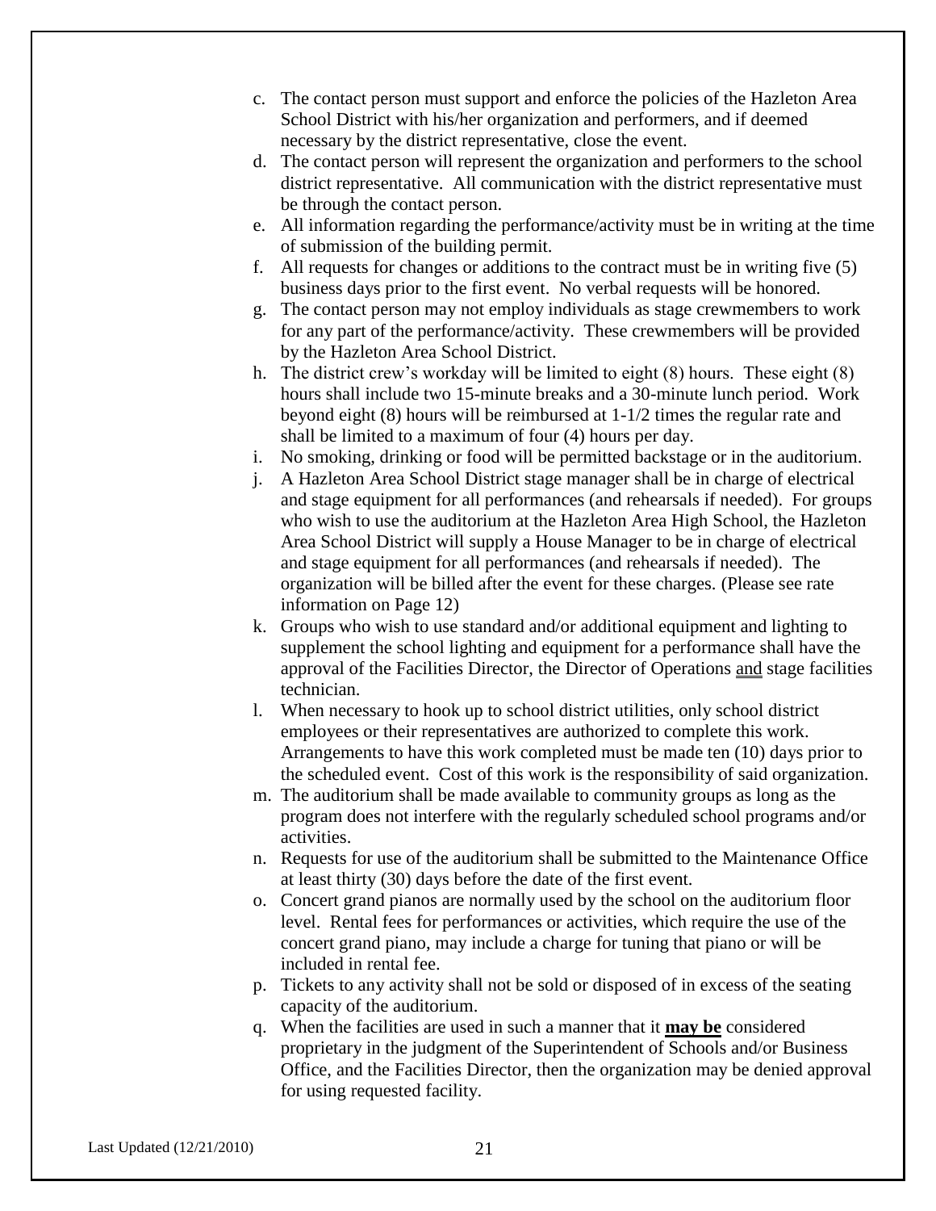c. The contact person must support and enforce the policies of the Hazleton Area School District with his/her organization and performers, and if deemed necessary by the district representative, close the event.
d. The contact person will represent the organization and performers to the school district representative. All communication with the district representative must be through the contact person.
e. All information regarding the performance/activity must be in writing at the time of submission of the building permit.
f. All requests for changes or additions to the contract must be in writing five (5) business days prior to the first event. No verbal requests will be honored.
g. The contact person may not employ individuals as stage crewmembers to work for any part of the performance/activity. These crewmembers will be provided by the Hazleton Area School District.
h. The district crew's workday will be limited to eight (8) hours. These eight (8) hours shall include two 15-minute breaks and a 30-minute lunch period. Work beyond eight (8) hours will be reimbursed at 1-1/2 times the regular rate and shall be limited to a maximum of four (4) hours per day.
i. No smoking, drinking or food will be permitted backstage or in the auditorium.
j. A Hazleton Area School District stage manager shall be in charge of electrical and stage equipment for all performances (and rehearsals if needed). For groups who wish to use the auditorium at the Hazleton Area High School, the Hazleton Area School District will supply a House Manager to be in charge of electrical and stage equipment for all performances (and rehearsals if needed). The organization will be billed after the event for these charges. (Please see rate information on Page 12)
k. Groups who wish to use standard and/or additional equipment and lighting to supplement the school lighting and equipment for a performance shall have the approval of the Facilities Director, the Director of Operations <u>and</u> stage facilities technician.
l. When necessary to hook up to school district utilities, only school district employees or their representatives are authorized to complete this work. Arrangements to have this work completed must be made ten (10) days prior to the scheduled event. Cost of this work is the responsibility of said organization.
m. The auditorium shall be made available to community groups as long as the program does not interfere with the regularly scheduled school programs and/or activities.
n. Requests for use of the auditorium shall be submitted to the Maintenance Office at least thirty (30) days before the date of the first event.
o. Concert grand pianos are normally used by the school on the auditorium floor level. Rental fees for performances or activities, which require the use of the concert grand piano, may include a charge for tuning that piano or will be included in rental fee.
p. Tickets to any activity shall not be sold or disposed of in excess of the seating capacity of the auditorium.
q. When the facilities are used in such a manner that it <u>**may be**</u> considered proprietary in the judgment of the Superintendent of Schools and/or Business Office, and the Facilities Director, then the organization may be denied approval for using requested facility.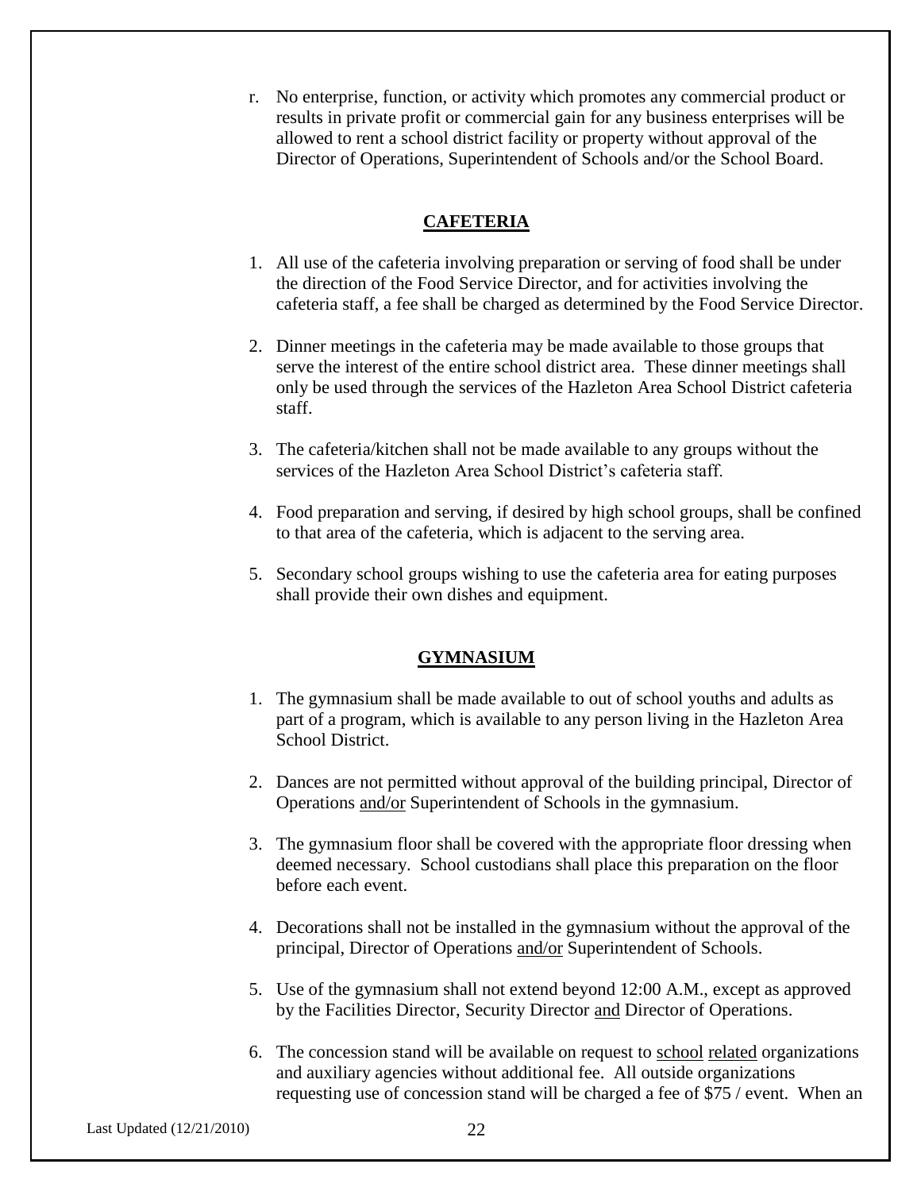r. No enterprise, function, or activity which promotes any commercial product or results in private profit or commercial gain for any business enterprises will be allowed to rent a school district facility or property without approval of the Director of Operations, Superintendent of Schools and/or the School Board.

## CAFETERIA

1. All use of the cafeteria involving preparation or serving of food shall be under the direction of the Food Service Director, and for activities involving the cafeteria staff, a fee shall be charged as determined by the Food Service Director.
2. Dinner meetings in the cafeteria may be made available to those groups that serve the interest of the entire school district area. These dinner meetings shall only be used through the services of the Hazleton Area School District cafeteria staff.
3. The cafeteria/kitchen shall not be made available to any groups without the services of the Hazleton Area School District's cafeteria staff.
4. Food preparation and serving, if desired by high school groups, shall be confined to that area of the cafeteria, which is adjacent to the serving area.
5. Secondary school groups wishing to use the cafeteria area for eating purposes shall provide their own dishes and equipment.

## GYMNASIUM

1. The gymnasium shall be made available to out of school youths and adults as part of a program, which is available to any person living in the Hazleton Area School District.
2. Dances are not permitted without approval of the building principal, Director of Operations and/or Superintendent of Schools in the gymnasium.
3. The gymnasium floor shall be covered with the appropriate floor dressing when deemed necessary. School custodians shall place this preparation on the floor before each event.
4. Decorations shall not be installed in the gymnasium without the approval of the principal, Director of Operations and/or Superintendent of Schools.
5. Use of the gymnasium shall not extend beyond 12:00 A.M., except as approved by the Facilities Director, Security Director and Director of Operations.
6. The concession stand will be available on request to school related organizations and auxiliary agencies without additional fee. All outside organizations requesting use of concession stand will be charged a fee of $75 / event. When an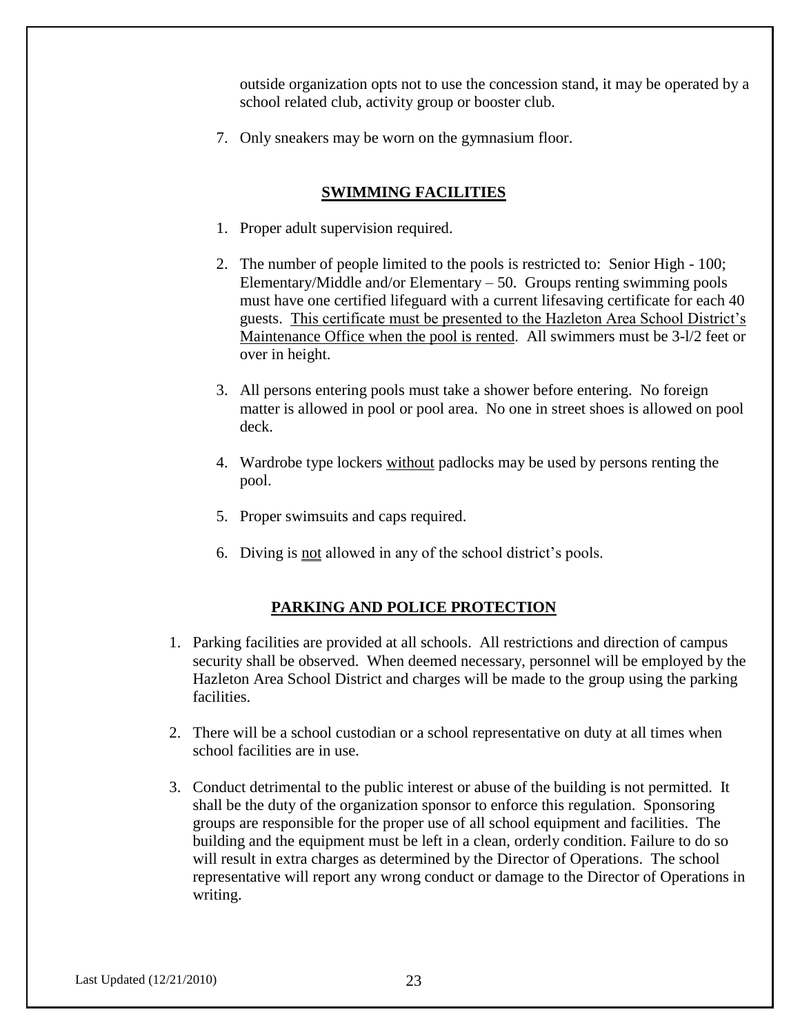outside organization opts not to use the concession stand, it may be operated by a school related club, activity group or booster club.

7. Only sneakers may be worn on the gymnasium floor.

## SWIMMING FACILITIES

1. Proper adult supervision required.

2. The number of people limited to the pools is restricted to: Senior High - 100; Elementary/Middle and/or Elementary – 50. Groups renting swimming pools must have one certified lifeguard with a current lifesaving certificate for each 40 guests. <u>This certificate must be presented to the Hazleton Area School District's Maintenance Office when the pool is rented</u>. All swimmers must be 3-l/2 feet or over in height.

3. All persons entering pools must take a shower before entering. No foreign matter is allowed in pool or pool area. No one in street shoes is allowed on pool deck.

4. Wardrobe type lockers <u>without</u> padlocks may be used by persons renting the pool.

5. Proper swimsuits and caps required.

6. Diving is <u>not</u> allowed in any of the school district's pools.

## PARKING AND POLICE PROTECTION

1. Parking facilities are provided at all schools. All restrictions and direction of campus security shall be observed. When deemed necessary, personnel will be employed by the Hazleton Area School District and charges will be made to the group using the parking facilities.

2. There will be a school custodian or a school representative on duty at all times when school facilities are in use.

3. Conduct detrimental to the public interest or abuse of the building is not permitted. It shall be the duty of the organization sponsor to enforce this regulation. Sponsoring groups are responsible for the proper use of all school equipment and facilities. The building and the equipment must be left in a clean, orderly condition. Failure to do so will result in extra charges as determined by the Director of Operations. The school representative will report any wrong conduct or damage to the Director of Operations in writing.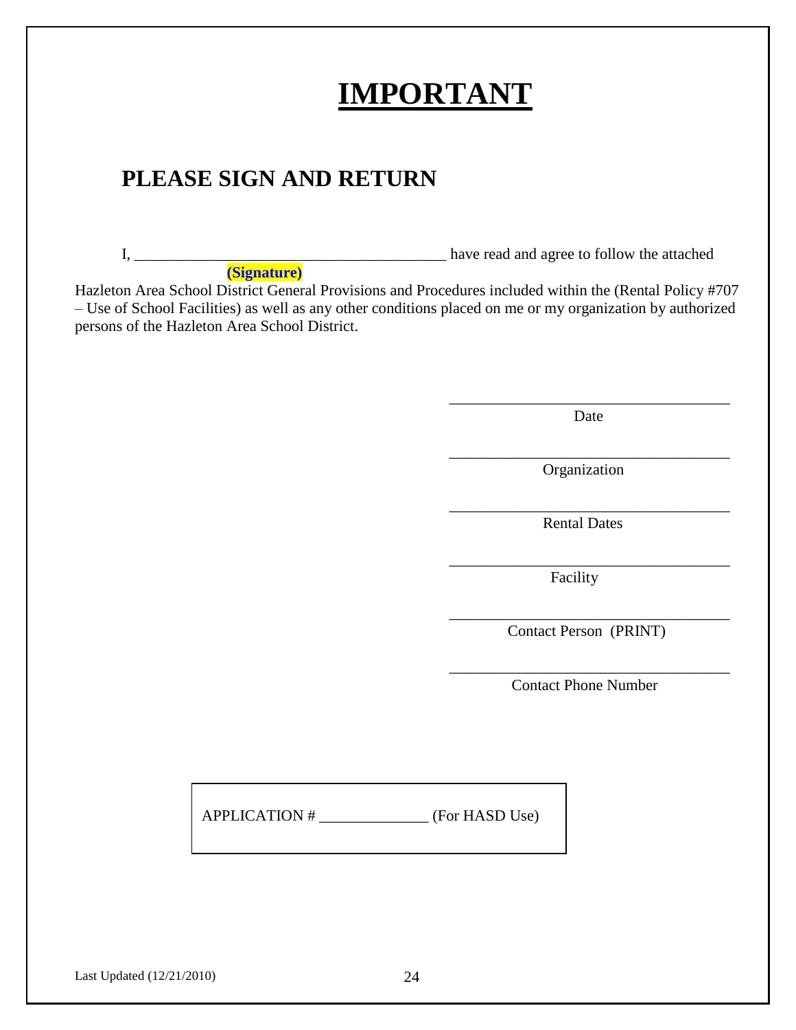# IMPORTANT

## PLEASE SIGN AND RETURN

I, ________________________________________ have read and agree to follow the attached
**(Signature)**
Hazleton Area School District General Provisions and Procedures included within the (Rental Policy #707 – Use of School Facilities) as well as any other conditions placed on me or my organization by authorized persons of the Hazleton Area School District.

____________________________________
Date

____________________________________
Organization

____________________________________
Rental Dates

____________________________________
Facility

____________________________________
Contact Person (PRINT)

____________________________________
Contact Phone Number

APPLICATION # ______________ (For HASD Use)

Last Updated (12/21/2010)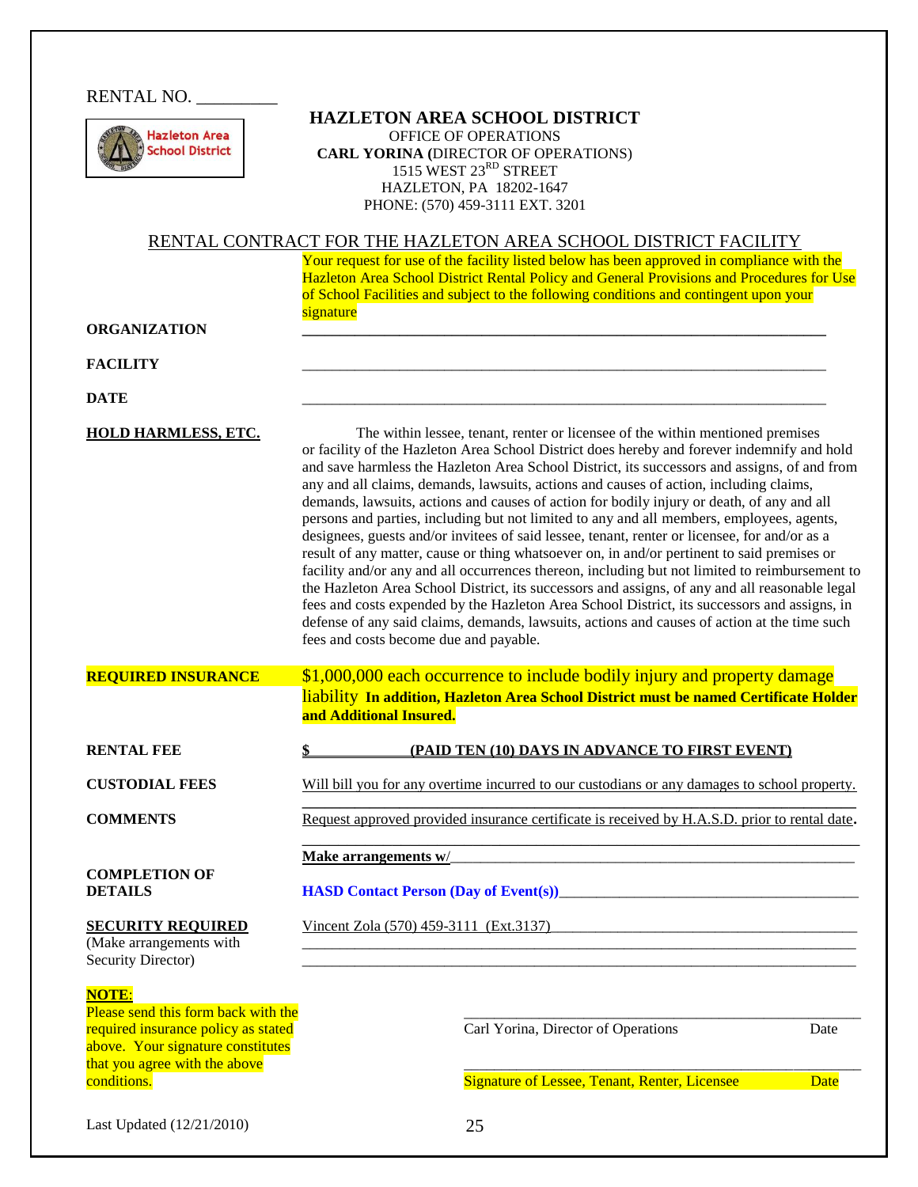RENTAL NO. _________

# HAZLETON AREA SCHOOL DISTRICT

OFFICE OF OPERATIONS

**CARL YORINA (**DIRECTOR OF OPERATIONS)

1515 WEST 23RD STREET

HAZLETON, PA 18202-1647

PHONE: (570) 459-3111 EXT. 3201

## RENTAL CONTRACT FOR THE HAZLETON AREA SCHOOL DISTRICT FACILITY

Your request for use of the facility listed below has been approved in compliance with the Hazleton Area School District Rental Policy and General Provisions and Procedures for Use of School Facilities and subject to the following conditions and contingent upon your signature

**ORGANIZATION** ____________________________________________

**FACILITY** ____________________________________________

**DATE** ____________________________________________

**HOLD HARMLESS, ETC.**

The within lessee, tenant, renter or licensee of the within mentioned premises or facility of the Hazleton Area School District does hereby and forever indemnify and hold and save harmless the Hazleton Area School District, its successors and assigns, of and from any and all claims, demands, lawsuits, actions and causes of action, including claims, demands, lawsuits, actions and causes of action for bodily injury or death, of any and all persons and parties, including but not limited to any and all members, employees, agents, designees, guests and/or invitees of said lessee, tenant, renter or licensee, for and/or as a result of any matter, cause or thing whatsoever on, in and/or pertinent to said premises or facility and/or any and all occurrences thereon, including but not limited to reimbursement to the Hazleton Area School District, its successors and assigns, of any and all reasonable legal fees and costs expended by the Hazleton Area School District, its successors and assigns, in defense of any said claims, demands, lawsuits, actions and causes of action at the time such fees and costs become due and payable.

**REQUIRED INSURANCE**

$1,000,000 each occurrence to include bodily injury and property damage liability **In addition, Hazleton Area School District must be named Certificate Holder and Additional Insured.**

**RENTAL FEE** **$___________ (PAID TEN (10) DAYS IN ADVANCE TO FIRST EVENT)**

**CUSTODIAL FEES** Will bill you for any overtime incurred to our custodians or any damages to school property.

**COMMENTS** Request approved provided insurance certificate is received by H.A.S.D. prior to rental date.

**COMPLETION OF DETAILS**

**Make arrangements w/**____________________________________________

**HASD Contact Person (Day of Event(s))**______________________________

**SECURITY REQUIRED**
(Make arrangements with Security Director)

Vincent Zola (570) 459-3111 (Ext.3137)______________________________

____________________________________________

____________________________________________

**NOTE**:
Please send this form back with the required insurance policy as stated above. Your signature constitutes that you agree with the above conditions.

____________________________________________
Carl Yorina, Director of Operations Date

____________________________________________
Signature of Lessee, Tenant, Renter, Licensee Date

Last Updated (12/21/2010)